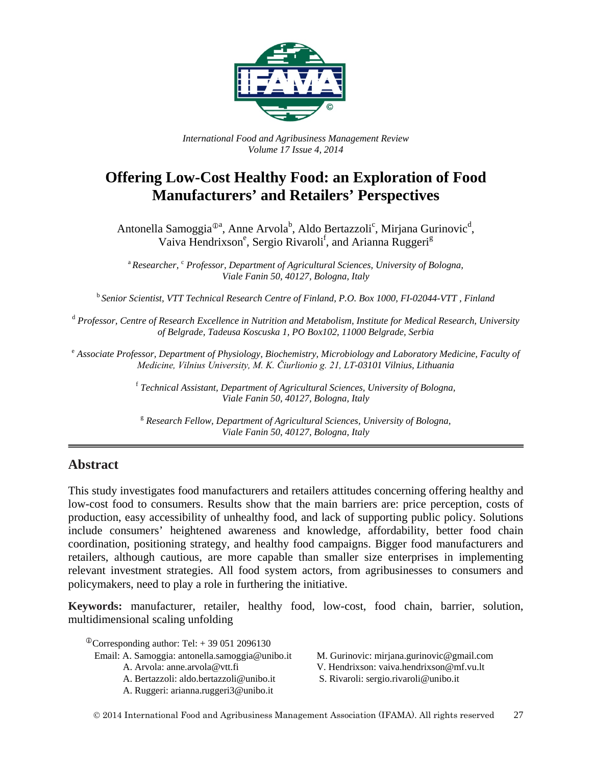*International Food and Agribusiness Management Review*
*Volume 17 Issue 4, 2014*

# Offering Low-Cost Healthy Food: an Exploration of Food Manufacturers' and Retailers' Perspectives

Antonella Samoggia[①a], Anne Arvola[b], Aldo Bertazzoli[c], Mirjana Gurinovic[d], Vaiva Hendrixson[e], Sergio Rivaroli[f], and Arianna Ruggeri[g]

[a] *Researcher,* [c] *Professor, Department of Agricultural Sciences, University of Bologna, Viale Fanin 50, 40127, Bologna, Italy*

[b] *Senior Scientist, VTT Technical Research Centre of Finland, P.O. Box 1000, FI-02044-VTT , Finland*

[d] *Professor, Centre of Research Excellence in Nutrition and Metabolism, Institute for Medical Research, University of Belgrade, Tadeusa Koscuska 1, PO Box102, 11000 Belgrade, Serbia*

[e] *Associate Professor, Department of Physiology, Biochemistry, Microbiology and Laboratory Medicine, Faculty of Medicine, Vilnius University, M. K. Čiurlionio g. 21, LT-03101 Vilnius, Lithuania*

[f] *Technical Assistant, Department of Agricultural Sciences, University of Bologna, Viale Fanin 50, 40127, Bologna, Italy*

[g] *Research Fellow, Department of Agricultural Sciences, University of Bologna, Viale Fanin 50, 40127, Bologna, Italy*

## Abstract

This study investigates food manufacturers and retailers attitudes concerning offering healthy and low-cost food to consumers. Results show that the main barriers are: price perception, costs of production, easy accessibility of unhealthy food, and lack of supporting public policy. Solutions include consumers' heightened awareness and knowledge, affordability, better food chain coordination, positioning strategy, and healthy food campaigns. Bigger food manufacturers and retailers, although cautious, are more capable than smaller size enterprises in implementing relevant investment strategies. All food system actors, from agribusinesses to consumers and policymakers, need to play a role in furthering the initiative.

**Keywords:** manufacturer, retailer, healthy food, low-cost, food chain, barrier, solution, multidimensional scaling unfolding

[①]Corresponding author: Tel: + 39 051 2096130
Email: A. Samoggia: antonella.samoggia@unibo.it
A. Arvola: anne.arvola@vtt.fi
A. Bertazzoli: aldo.bertazzoli@unibo.it
A. Ruggeri: arianna.ruggeri3@unibo.it
M. Gurinovic: mirjana.gurinovic@gmail.com
V. Hendrixson: vaiva.hendrixson@mf.vu.lt
S. Rivaroli: sergio.rivaroli@unibo.it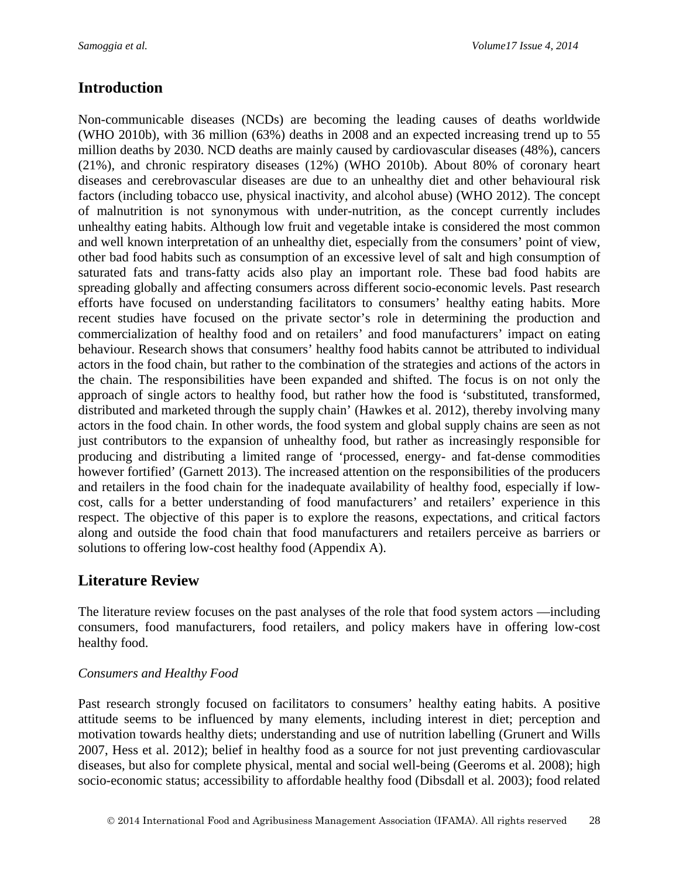## Introduction

Non-communicable diseases (NCDs) are becoming the leading causes of deaths worldwide (WHO 2010b), with 36 million (63%) deaths in 2008 and an expected increasing trend up to 55 million deaths by 2030. NCD deaths are mainly caused by cardiovascular diseases (48%), cancers (21%), and chronic respiratory diseases (12%) (WHO 2010b). About 80% of coronary heart diseases and cerebrovascular diseases are due to an unhealthy diet and other behavioural risk factors (including tobacco use, physical inactivity, and alcohol abuse) (WHO 2012). The concept of malnutrition is not synonymous with under-nutrition, as the concept currently includes unhealthy eating habits. Although low fruit and vegetable intake is considered the most common and well known interpretation of an unhealthy diet, especially from the consumers' point of view, other bad food habits such as consumption of an excessive level of salt and high consumption of saturated fats and trans-fatty acids also play an important role. These bad food habits are spreading globally and affecting consumers across different socio-economic levels. Past research efforts have focused on understanding facilitators to consumers' healthy eating habits. More recent studies have focused on the private sector's role in determining the production and commercialization of healthy food and on retailers' and food manufacturers' impact on eating behaviour. Research shows that consumers' healthy food habits cannot be attributed to individual actors in the food chain, but rather to the combination of the strategies and actions of the actors in the chain. The responsibilities have been expanded and shifted. The focus is on not only the approach of single actors to healthy food, but rather how the food is 'substituted, transformed, distributed and marketed through the supply chain' (Hawkes et al. 2012), thereby involving many actors in the food chain. In other words, the food system and global supply chains are seen as not just contributors to the expansion of unhealthy food, but rather as increasingly responsible for producing and distributing a limited range of 'processed, energy- and fat-dense commodities however fortified' (Garnett 2013). The increased attention on the responsibilities of the producers and retailers in the food chain for the inadequate availability of healthy food, especially if low-cost, calls for a better understanding of food manufacturers' and retailers' experience in this respect. The objective of this paper is to explore the reasons, expectations, and critical factors along and outside the food chain that food manufacturers and retailers perceive as barriers or solutions to offering low-cost healthy food (Appendix A).

## Literature Review

The literature review focuses on the past analyses of the role that food system actors —including consumers, food manufacturers, food retailers, and policy makers have in offering low-cost healthy food.

### *Consumers and Healthy Food*

Past research strongly focused on facilitators to consumers' healthy eating habits. A positive attitude seems to be influenced by many elements, including interest in diet; perception and motivation towards healthy diets; understanding and use of nutrition labelling (Grunert and Wills 2007, Hess et al. 2012); belief in healthy food as a source for not just preventing cardiovascular diseases, but also for complete physical, mental and social well-being (Geeroms et al. 2008); high socio-economic status; accessibility to affordable healthy food (Dibsdall et al. 2003); food related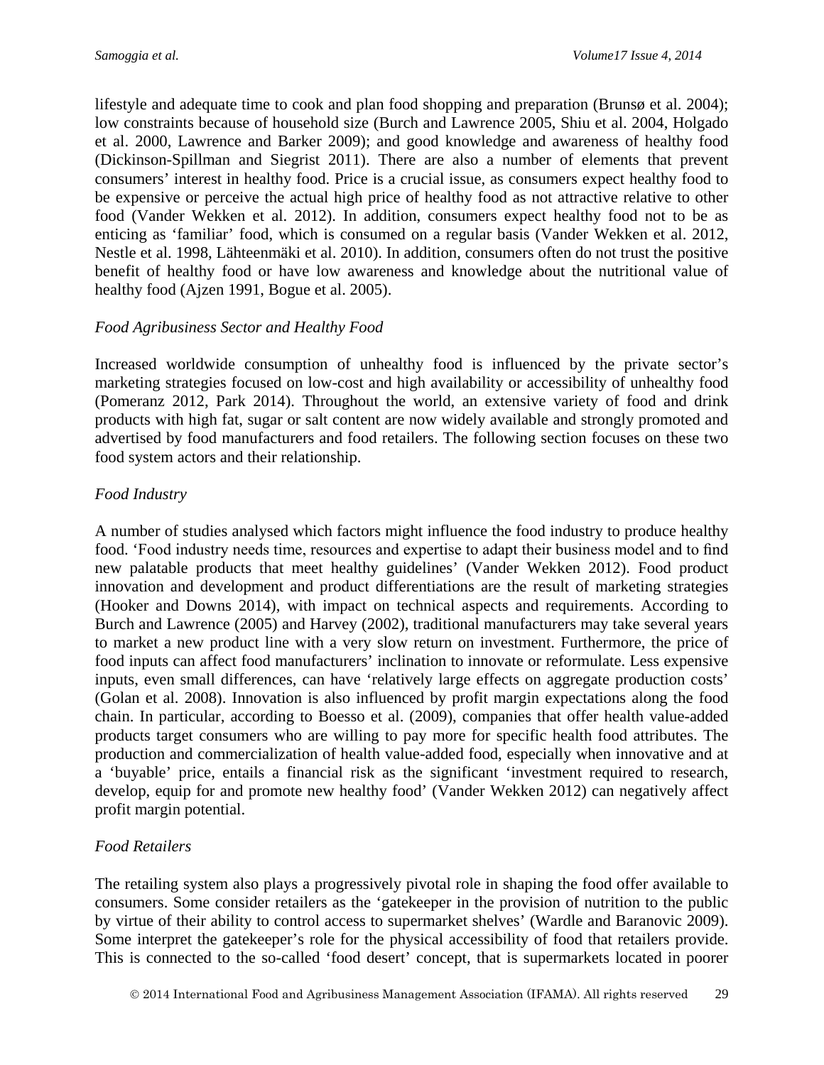lifestyle and adequate time to cook and plan food shopping and preparation (Brunsø et al. 2004); low constraints because of household size (Burch and Lawrence 2005, Shiu et al. 2004, Holgado et al. 2000, Lawrence and Barker 2009); and good knowledge and awareness of healthy food (Dickinson-Spillman and Siegrist 2011). There are also a number of elements that prevent consumers' interest in healthy food. Price is a crucial issue, as consumers expect healthy food to be expensive or perceive the actual high price of healthy food as not attractive relative to other food (Vander Wekken et al. 2012). In addition, consumers expect healthy food not to be as enticing as 'familiar' food, which is consumed on a regular basis (Vander Wekken et al. 2012, Nestle et al. 1998, Lähteenmäki et al. 2010). In addition, consumers often do not trust the positive benefit of healthy food or have low awareness and knowledge about the nutritional value of healthy food (Ajzen 1991, Bogue et al. 2005).

### *Food Agribusiness Sector and Healthy Food*

Increased worldwide consumption of unhealthy food is influenced by the private sector's marketing strategies focused on low-cost and high availability or accessibility of unhealthy food (Pomeranz 2012, Park 2014). Throughout the world, an extensive variety of food and drink products with high fat, sugar or salt content are now widely available and strongly promoted and advertised by food manufacturers and food retailers. The following section focuses on these two food system actors and their relationship.

### *Food Industry*

A number of studies analysed which factors might influence the food industry to produce healthy food. 'Food industry needs time, resources and expertise to adapt their business model and to find new palatable products that meet healthy guidelines' (Vander Wekken 2012). Food product innovation and development and product differentiations are the result of marketing strategies (Hooker and Downs 2014), with impact on technical aspects and requirements. According to Burch and Lawrence (2005) and Harvey (2002), traditional manufacturers may take several years to market a new product line with a very slow return on investment. Furthermore, the price of food inputs can affect food manufacturers' inclination to innovate or reformulate. Less expensive inputs, even small differences, can have 'relatively large effects on aggregate production costs' (Golan et al. 2008). Innovation is also influenced by profit margin expectations along the food chain. In particular, according to Boesso et al. (2009), companies that offer health value-added products target consumers who are willing to pay more for specific health food attributes. The production and commercialization of health value-added food, especially when innovative and at a 'buyable' price, entails a financial risk as the significant 'investment required to research, develop, equip for and promote new healthy food' (Vander Wekken 2012) can negatively affect profit margin potential.

### *Food Retailers*

The retailing system also plays a progressively pivotal role in shaping the food offer available to consumers. Some consider retailers as the 'gatekeeper in the provision of nutrition to the public by virtue of their ability to control access to supermarket shelves' (Wardle and Baranovic 2009). Some interpret the gatekeeper's role for the physical accessibility of food that retailers provide. This is connected to the so-called 'food desert' concept, that is supermarkets located in poorer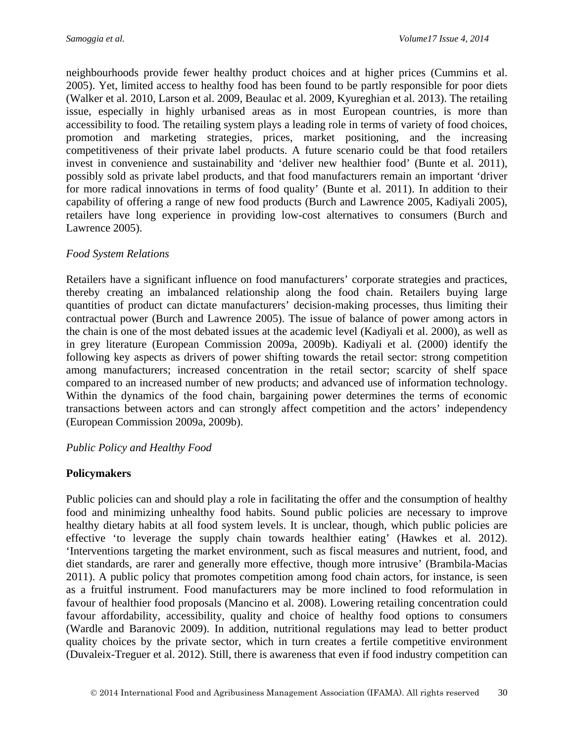neighbourhoods provide fewer healthy product choices and at higher prices (Cummins et al. 2005). Yet, limited access to healthy food has been found to be partly responsible for poor diets (Walker et al. 2010, Larson et al. 2009, Beaulac et al. 2009, Kyureghian et al. 2013). The retailing issue, especially in highly urbanised areas as in most European countries, is more than accessibility to food. The retailing system plays a leading role in terms of variety of food choices, promotion and marketing strategies, prices, market positioning, and the increasing competitiveness of their private label products. A future scenario could be that food retailers invest in convenience and sustainability and 'deliver new healthier food' (Bunte et al. 2011), possibly sold as private label products, and that food manufacturers remain an important 'driver for more radical innovations in terms of food quality' (Bunte et al. 2011). In addition to their capability of offering a range of new food products (Burch and Lawrence 2005, Kadiyali 2005), retailers have long experience in providing low-cost alternatives to consumers (Burch and Lawrence 2005).

*Food System Relations*

Retailers have a significant influence on food manufacturers' corporate strategies and practices, thereby creating an imbalanced relationship along the food chain. Retailers buying large quantities of product can dictate manufacturers' decision-making processes, thus limiting their contractual power (Burch and Lawrence 2005). The issue of balance of power among actors in the chain is one of the most debated issues at the academic level (Kadiyali et al. 2000), as well as in grey literature (European Commission 2009a, 2009b). Kadiyali et al. (2000) identify the following key aspects as drivers of power shifting towards the retail sector: strong competition among manufacturers; increased concentration in the retail sector; scarcity of shelf space compared to an increased number of new products; and advanced use of information technology. Within the dynamics of the food chain, bargaining power determines the terms of economic transactions between actors and can strongly affect competition and the actors' independency (European Commission 2009a, 2009b).

*Public Policy and Healthy Food*

**Policymakers**

Public policies can and should play a role in facilitating the offer and the consumption of healthy food and minimizing unhealthy food habits. Sound public policies are necessary to improve healthy dietary habits at all food system levels. It is unclear, though, which public policies are effective 'to leverage the supply chain towards healthier eating' (Hawkes et al. 2012). 'Interventions targeting the market environment, such as fiscal measures and nutrient, food, and diet standards, are rarer and generally more effective, though more intrusive' (Brambila-Macias 2011). A public policy that promotes competition among food chain actors, for instance, is seen as a fruitful instrument. Food manufacturers may be more inclined to food reformulation in favour of healthier food proposals (Mancino et al. 2008). Lowering retailing concentration could favour affordability, accessibility, quality and choice of healthy food options to consumers (Wardle and Baranovic 2009). In addition, nutritional regulations may lead to better product quality choices by the private sector, which in turn creates a fertile competitive environment (Duvaleix-Treguer et al. 2012). Still, there is awareness that even if food industry competition can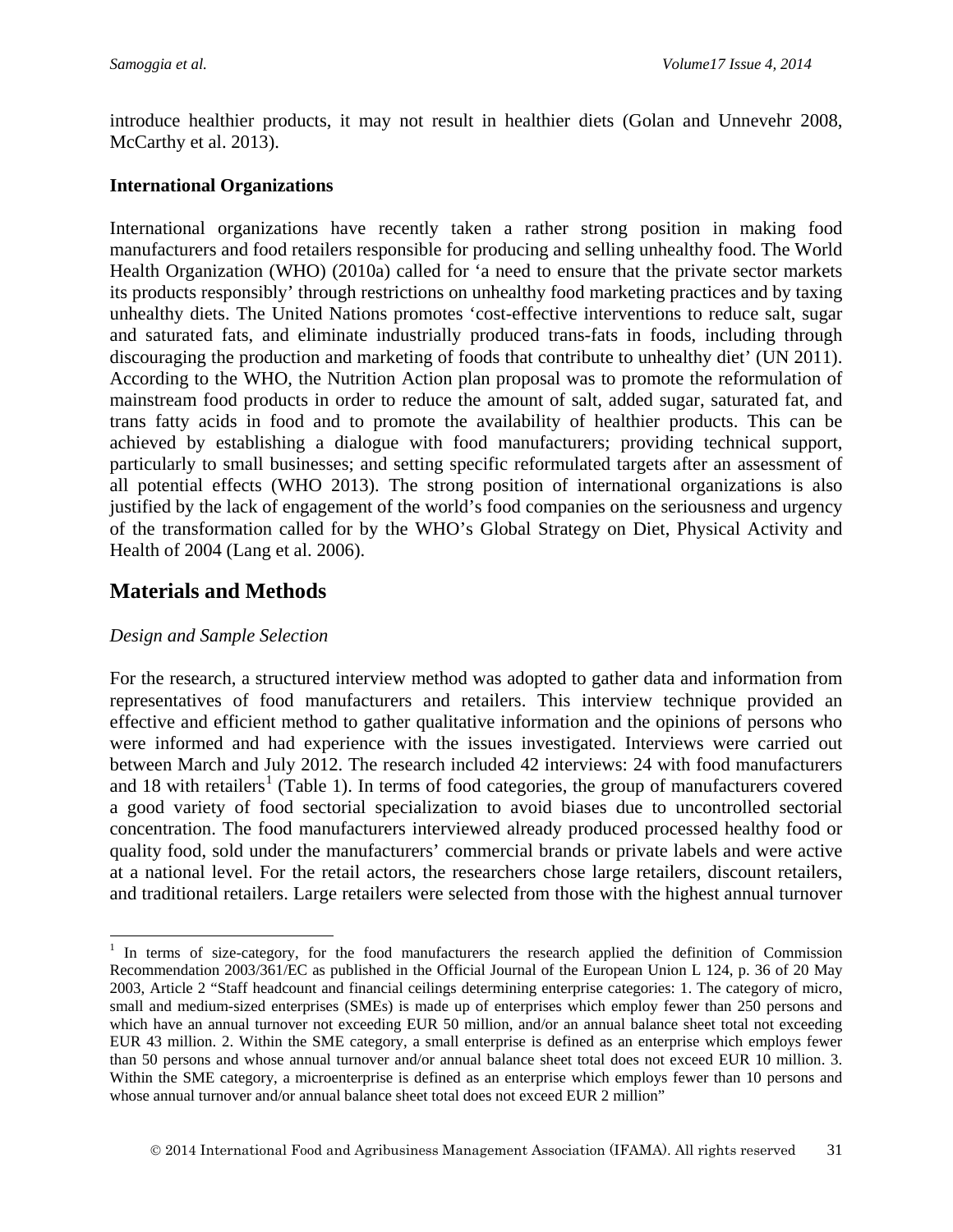introduce healthier products, it may not result in healthier diets (Golan and Unnevehr 2008, McCarthy et al. 2013).

**International Organizations**

International organizations have recently taken a rather strong position in making food manufacturers and food retailers responsible for producing and selling unhealthy food. The World Health Organization (WHO) (2010a) called for 'a need to ensure that the private sector markets its products responsibly' through restrictions on unhealthy food marketing practices and by taxing unhealthy diets. The United Nations promotes 'cost-effective interventions to reduce salt, sugar and saturated fats, and eliminate industrially produced trans-fats in foods, including through discouraging the production and marketing of foods that contribute to unhealthy diet' (UN 2011). According to the WHO, the Nutrition Action plan proposal was to promote the reformulation of mainstream food products in order to reduce the amount of salt, added sugar, saturated fat, and trans fatty acids in food and to promote the availability of healthier products. This can be achieved by establishing a dialogue with food manufacturers; providing technical support, particularly to small businesses; and setting specific reformulated targets after an assessment of all potential effects (WHO 2013). The strong position of international organizations is also justified by the lack of engagement of the world's food companies on the seriousness and urgency of the transformation called for by the WHO's Global Strategy on Diet, Physical Activity and Health of 2004 (Lang et al. 2006).

## Materials and Methods

*Design and Sample Selection*

For the research, a structured interview method was adopted to gather data and information from representatives of food manufacturers and retailers. This interview technique provided an effective and efficient method to gather qualitative information and the opinions of persons who were informed and had experience with the issues investigated. Interviews were carried out between March and July 2012. The research included 42 interviews: 24 with food manufacturers and 18 with retailers[1] (Table 1). In terms of food categories, the group of manufacturers covered a good variety of food sectorial specialization to avoid biases due to uncontrolled sectorial concentration. The food manufacturers interviewed already produced processed healthy food or quality food, sold under the manufacturers' commercial brands or private labels and were active at a national level. For the retail actors, the researchers chose large retailers, discount retailers, and traditional retailers. Large retailers were selected from those with the highest annual turnover

[1] In terms of size-category, for the food manufacturers the research applied the definition of Commission Recommendation 2003/361/EC as published in the Official Journal of the European Union L 124, p. 36 of 20 May 2003, Article 2 "Staff headcount and financial ceilings determining enterprise categories: 1. The category of micro, small and medium-sized enterprises (SMEs) is made up of enterprises which employ fewer than 250 persons and which have an annual turnover not exceeding EUR 50 million, and/or an annual balance sheet total not exceeding EUR 43 million. 2. Within the SME category, a small enterprise is defined as an enterprise which employs fewer than 50 persons and whose annual turnover and/or annual balance sheet total does not exceed EUR 10 million. 3. Within the SME category, a microenterprise is defined as an enterprise which employs fewer than 10 persons and whose annual turnover and/or annual balance sheet total does not exceed EUR 2 million"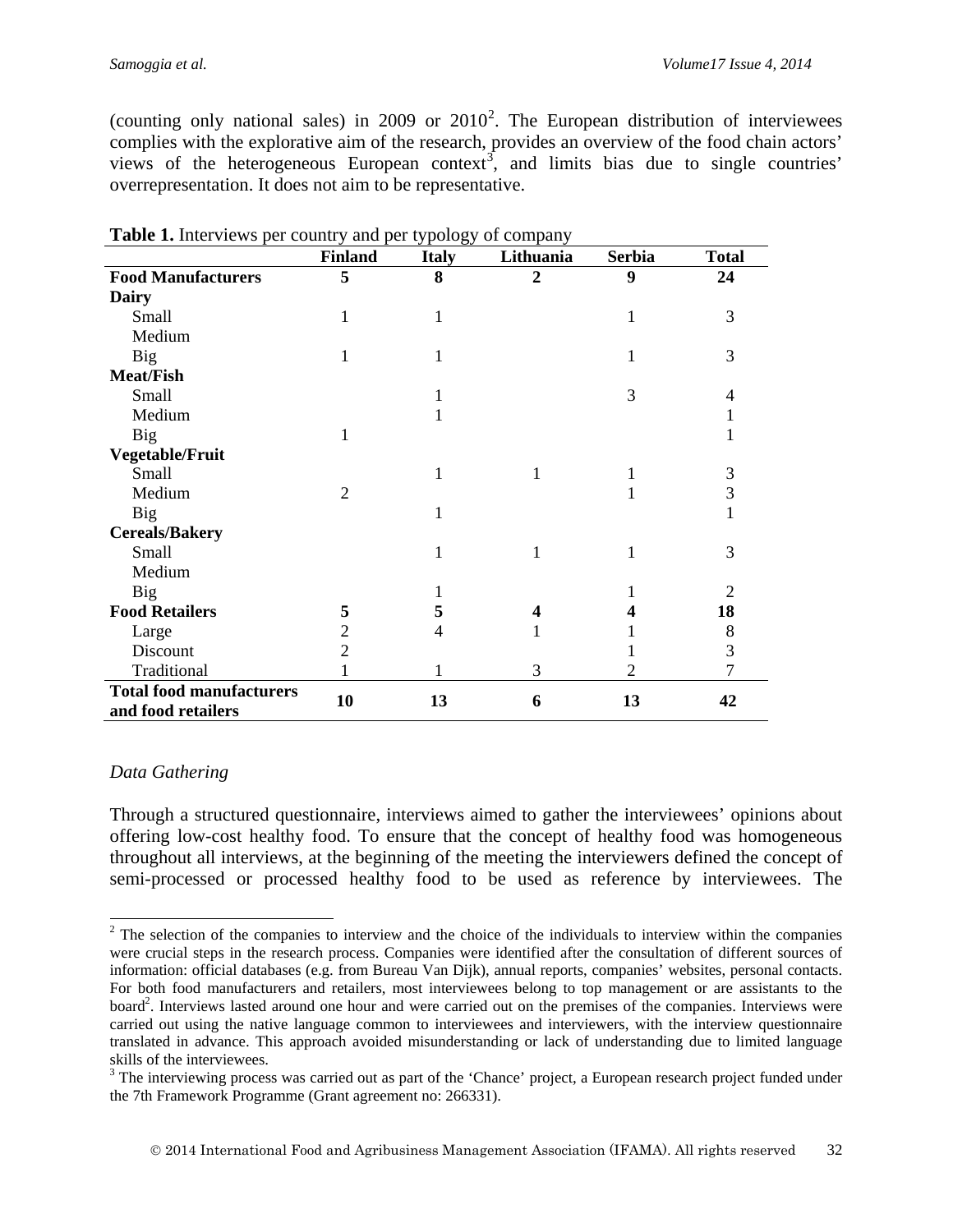(counting only national sales) in 2009 or 2010[2]. The European distribution of interviewees complies with the explorative aim of the research, provides an overview of the food chain actors' views of the heterogeneous European context[3], and limits bias due to single countries' overrepresentation. It does not aim to be representative.

**Table 1.** Interviews per country and per typology of company

| | Finland | Italy | Lithuania | Serbia | Total |
|---|---|---|---|---|---|
| **Food Manufacturers** | **5** | **8** | **2** | **9** | **24** |
| **Dairy** | | | | | |
| Small | 1 | 1 | | 1 | 3 |
| Medium | | | | | |
| Big | 1 | 1 | | 1 | 3 |
| **Meat/Fish** | | | | | |
| Small | | 1 | | 3 | 4 |
| Medium | | 1 | | | 1 |
| Big | 1 | | | | 1 |
| **Vegetable/Fruit** | | | | | |
| Small | | 1 | 1 | 1 | 3 |
| Medium | 2 | | | 1 | 3 |
| Big | | 1 | | | 1 |
| **Cereals/Bakery** | | | | | |
| Small | | 1 | 1 | 1 | 3 |
| Medium | | | | | |
| Big | | 1 | | 1 | 2 |
| **Food Retailers** | **5** | **5** | **4** | **4** | **18** |
| Large | 2 | 4 | 1 | 1 | 8 |
| Discount | 2 | | | 1 | 3 |
| Traditional | 1 | 1 | 3 | 2 | 7 |
| **Total food manufacturers and food retailers** | **10** | **13** | **6** | **13** | **42** |

*Data Gathering*

Through a structured questionnaire, interviews aimed to gather the interviewees' opinions about offering low-cost healthy food. To ensure that the concept of healthy food was homogeneous throughout all interviews, at the beginning of the meeting the interviewers defined the concept of semi-processed or processed healthy food to be used as reference by interviewees. The

[2] The selection of the companies to interview and the choice of the individuals to interview within the companies were crucial steps in the research process. Companies were identified after the consultation of different sources of information: official databases (e.g. from Bureau Van Dijk), annual reports, companies' websites, personal contacts. For both food manufacturers and retailers, most interviewees belong to top management or are assistants to the board[2]. Interviews lasted around one hour and were carried out on the premises of the companies. Interviews were carried out using the native language common to interviewees and interviewers, with the interview questionnaire translated in advance. This approach avoided misunderstanding or lack of understanding due to limited language skills of the interviewees.

[3] The interviewing process was carried out as part of the 'Chance' project, a European research project funded under the 7th Framework Programme (Grant agreement no: 266331).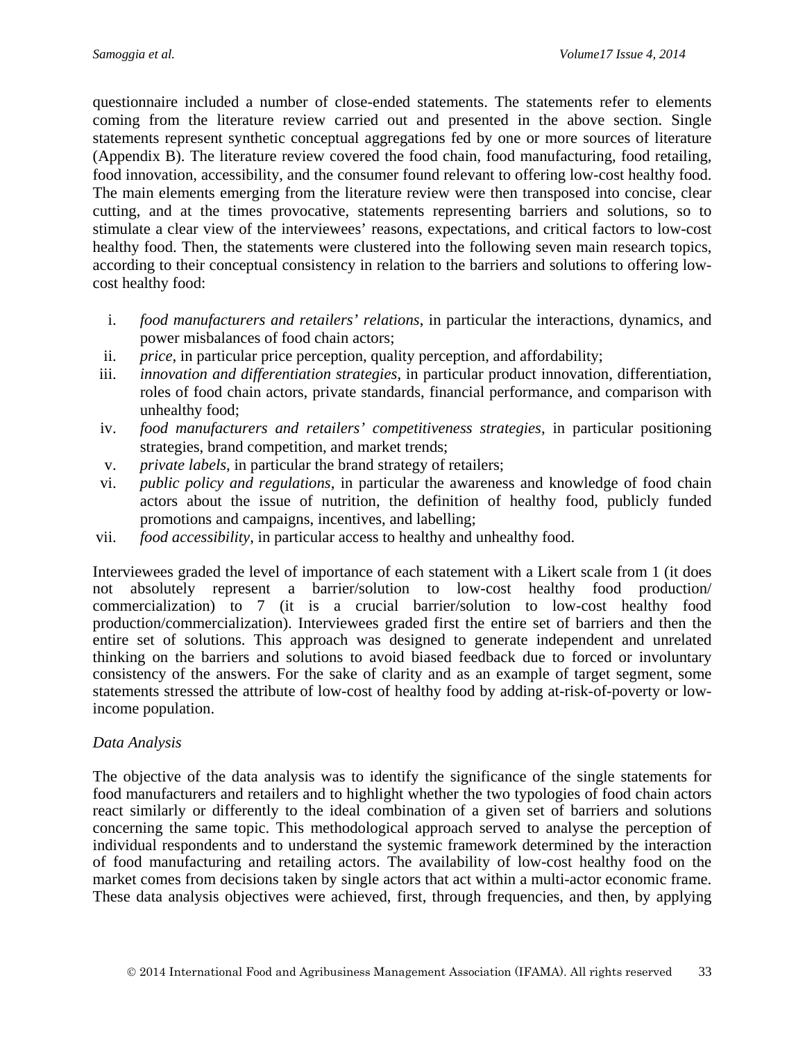questionnaire included a number of close-ended statements. The statements refer to elements coming from the literature review carried out and presented in the above section. Single statements represent synthetic conceptual aggregations fed by one or more sources of literature (Appendix B). The literature review covered the food chain, food manufacturing, food retailing, food innovation, accessibility, and the consumer found relevant to offering low-cost healthy food. The main elements emerging from the literature review were then transposed into concise, clear cutting, and at the times provocative, statements representing barriers and solutions, so to stimulate a clear view of the interviewees' reasons, expectations, and critical factors to low-cost healthy food. Then, the statements were clustered into the following seven main research topics, according to their conceptual consistency in relation to the barriers and solutions to offering low-cost healthy food:

i. *food manufacturers and retailers' relations*, in particular the interactions, dynamics, and power misbalances of food chain actors;
ii. *price*, in particular price perception, quality perception, and affordability;
iii. *innovation and differentiation strategies*, in particular product innovation, differentiation, roles of food chain actors, private standards, financial performance, and comparison with unhealthy food;
iv. *food manufacturers and retailers' competitiveness strategies*, in particular positioning strategies, brand competition, and market trends;
v. *private labels*, in particular the brand strategy of retailers;
vi. *public policy and regulations*, in particular the awareness and knowledge of food chain actors about the issue of nutrition, the definition of healthy food, publicly funded promotions and campaigns, incentives, and labelling;
vii. *food accessibility*, in particular access to healthy and unhealthy food.

Interviewees graded the level of importance of each statement with a Likert scale from 1 (it does not absolutely represent a barrier/solution to low-cost healthy food production/ commercialization) to 7 (it is a crucial barrier/solution to low-cost healthy food production/commercialization). Interviewees graded first the entire set of barriers and then the entire set of solutions. This approach was designed to generate independent and unrelated thinking on the barriers and solutions to avoid biased feedback due to forced or involuntary consistency of the answers. For the sake of clarity and as an example of target segment, some statements stressed the attribute of low-cost of healthy food by adding at-risk-of-poverty or low-income population.

*Data Analysis*

The objective of the data analysis was to identify the significance of the single statements for food manufacturers and retailers and to highlight whether the two typologies of food chain actors react similarly or differently to the ideal combination of a given set of barriers and solutions concerning the same topic. This methodological approach served to analyse the perception of individual respondents and to understand the systemic framework determined by the interaction of food manufacturing and retailing actors. The availability of low-cost healthy food on the market comes from decisions taken by single actors that act within a multi-actor economic frame. These data analysis objectives were achieved, first, through frequencies, and then, by applying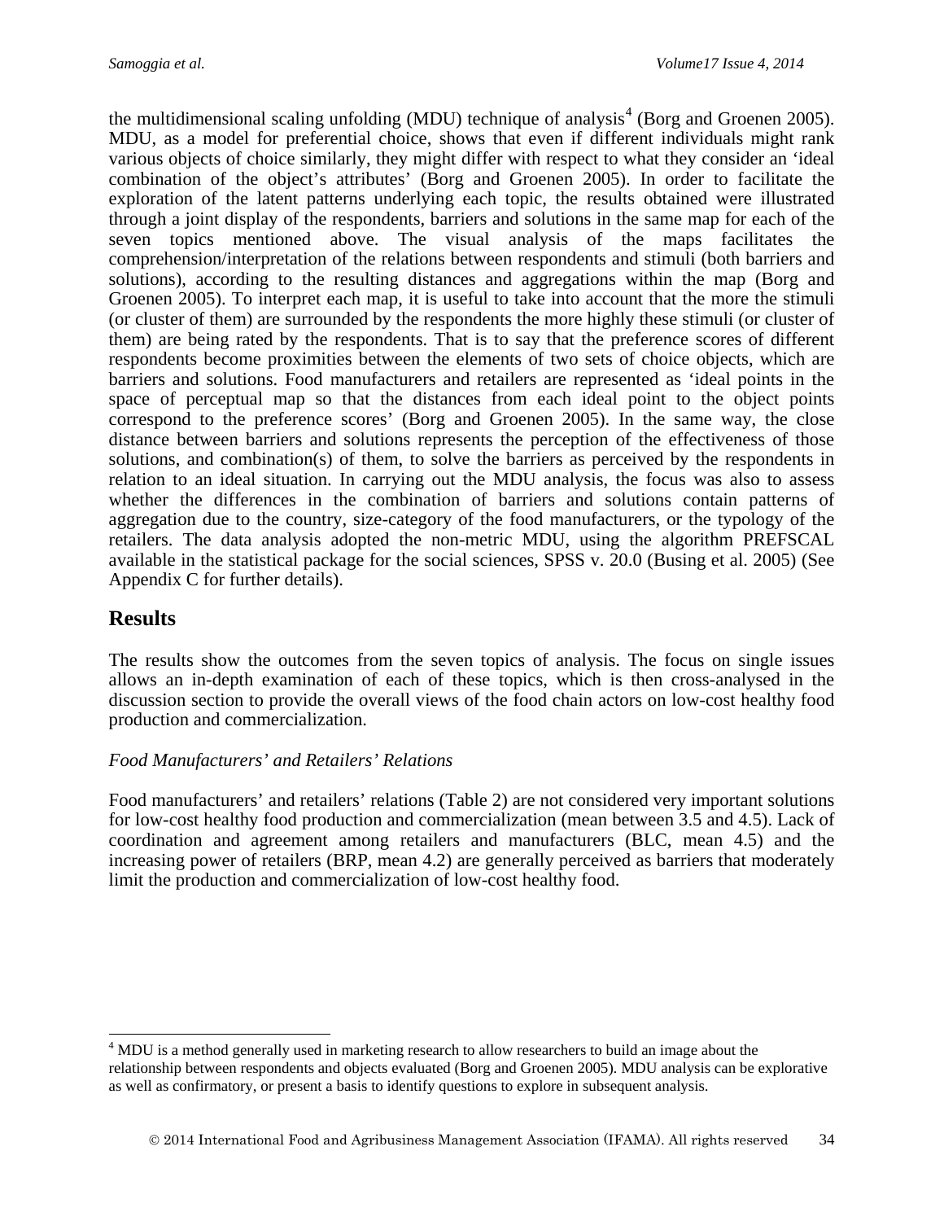the multidimensional scaling unfolding (MDU) technique of analysis[4] (Borg and Groenen 2005). MDU, as a model for preferential choice, shows that even if different individuals might rank various objects of choice similarly, they might differ with respect to what they consider an 'ideal combination of the object's attributes' (Borg and Groenen 2005). In order to facilitate the exploration of the latent patterns underlying each topic, the results obtained were illustrated through a joint display of the respondents, barriers and solutions in the same map for each of the seven topics mentioned above. The visual analysis of the maps facilitates the comprehension/interpretation of the relations between respondents and stimuli (both barriers and solutions), according to the resulting distances and aggregations within the map (Borg and Groenen 2005). To interpret each map, it is useful to take into account that the more the stimuli (or cluster of them) are surrounded by the respondents the more highly these stimuli (or cluster of them) are being rated by the respondents. That is to say that the preference scores of different respondents become proximities between the elements of two sets of choice objects, which are barriers and solutions. Food manufacturers and retailers are represented as 'ideal points in the space of perceptual map so that the distances from each ideal point to the object points correspond to the preference scores' (Borg and Groenen 2005). In the same way, the close distance between barriers and solutions represents the perception of the effectiveness of those solutions, and combination(s) of them, to solve the barriers as perceived by the respondents in relation to an ideal situation. In carrying out the MDU analysis, the focus was also to assess whether the differences in the combination of barriers and solutions contain patterns of aggregation due to the country, size-category of the food manufacturers, or the typology of the retailers. The data analysis adopted the non-metric MDU, using the algorithm PREFSCAL available in the statistical package for the social sciences, SPSS v. 20.0 (Busing et al. 2005) (See Appendix C for further details).

## Results

The results show the outcomes from the seven topics of analysis. The focus on single issues allows an in-depth examination of each of these topics, which is then cross-analysed in the discussion section to provide the overall views of the food chain actors on low-cost healthy food production and commercialization.

*Food Manufacturers' and Retailers' Relations*

Food manufacturers' and retailers' relations (Table 2) are not considered very important solutions for low-cost healthy food production and commercialization (mean between 3.5 and 4.5). Lack of coordination and agreement among retailers and manufacturers (BLC, mean 4.5) and the increasing power of retailers (BRP, mean 4.2) are generally perceived as barriers that moderately limit the production and commercialization of low-cost healthy food.

[4] MDU is a method generally used in marketing research to allow researchers to build an image about the relationship between respondents and objects evaluated (Borg and Groenen 2005). MDU analysis can be explorative as well as confirmatory, or present a basis to identify questions to explore in subsequent analysis.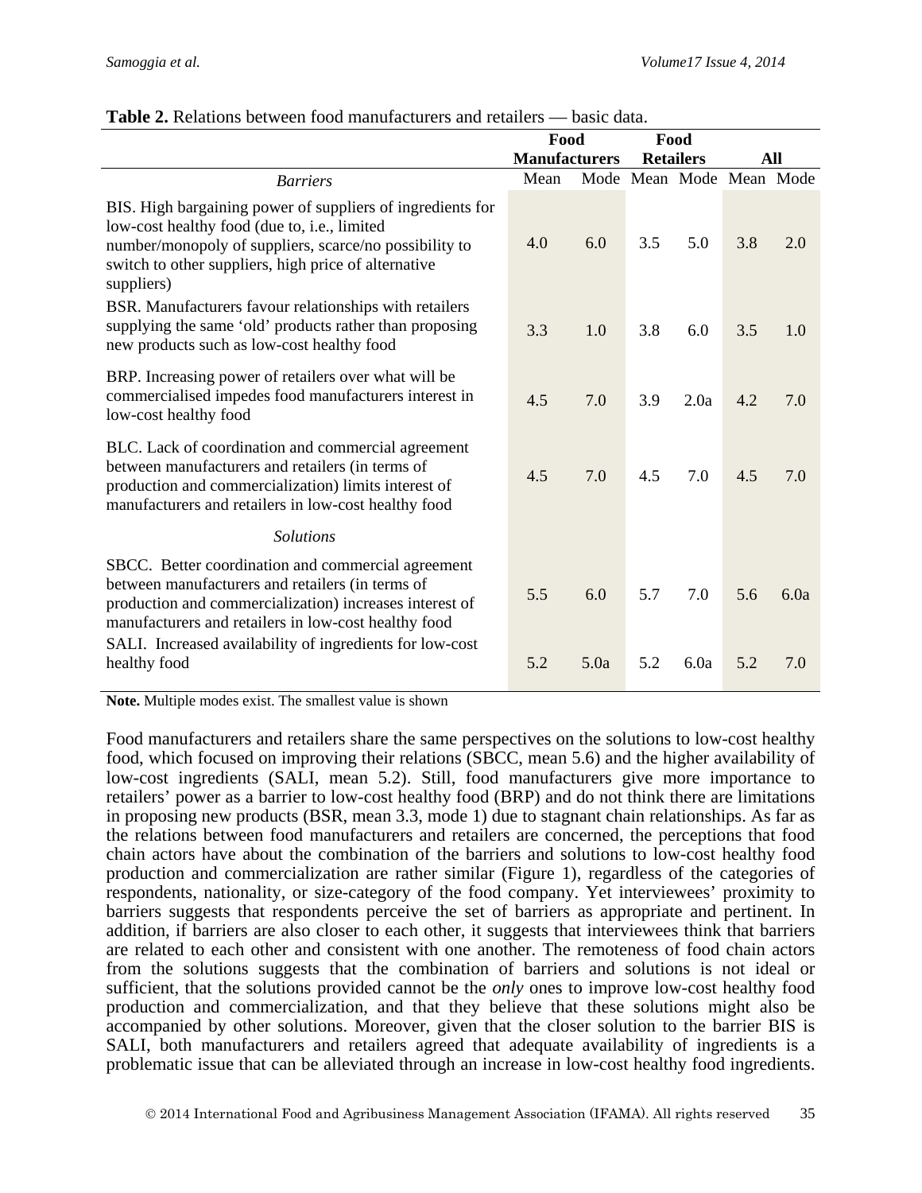**Table 2.** Relations between food manufacturers and retailers — basic data.

| | Food Manufacturers | | Food Retailers | | All | |
|---|---|---|---|---|---|---|
| *Barriers* | Mean | Mode | Mean | Mode | Mean | Mode |
| BIS. High bargaining power of suppliers of ingredients for low-cost healthy food (due to, i.e., limited number/monopoly of suppliers, scarce/no possibility to switch to other suppliers, high price of alternative suppliers) | 4.0 | 6.0 | 3.5 | 5.0 | 3.8 | 2.0 |
| BSR. Manufacturers favour relationships with retailers supplying the same 'old' products rather than proposing new products such as low-cost healthy food | 3.3 | 1.0 | 3.8 | 6.0 | 3.5 | 1.0 |
| BRP. Increasing power of retailers over what will be commercialised impedes food manufacturers interest in low-cost healthy food | 4.5 | 7.0 | 3.9 | 2.0a | 4.2 | 7.0 |
| BLC. Lack of coordination and commercial agreement between manufacturers and retailers (in terms of production and commercialization) limits interest of manufacturers and retailers in low-cost healthy food | 4.5 | 7.0 | 4.5 | 7.0 | 4.5 | 7.0 |
| *Solutions* | | | | | | |
| SBCC. Better coordination and commercial agreement between manufacturers and retailers (in terms of production and commercialization) increases interest of manufacturers and retailers in low-cost healthy food | 5.5 | 6.0 | 5.7 | 7.0 | 5.6 | 6.0a |
| SALI. Increased availability of ingredients for low-cost healthy food | 5.2 | 5.0a | 5.2 | 6.0a | 5.2 | 7.0 |

**Note.** Multiple modes exist. The smallest value is shown

Food manufacturers and retailers share the same perspectives on the solutions to low-cost healthy food, which focused on improving their relations (SBCC, mean 5.6) and the higher availability of low-cost ingredients (SALI, mean 5.2). Still, food manufacturers give more importance to retailers' power as a barrier to low-cost healthy food (BRP) and do not think there are limitations in proposing new products (BSR, mean 3.3, mode 1) due to stagnant chain relationships. As far as the relations between food manufacturers and retailers are concerned, the perceptions that food chain actors have about the combination of the barriers and solutions to low-cost healthy food production and commercialization are rather similar (Figure 1), regardless of the categories of respondents, nationality, or size-category of the food company. Yet interviewees' proximity to barriers suggests that respondents perceive the set of barriers as appropriate and pertinent. In addition, if barriers are also closer to each other, it suggests that interviewees think that barriers are related to each other and consistent with one another. The remoteness of food chain actors from the solutions suggests that the combination of barriers and solutions is not ideal or sufficient, that the solutions provided cannot be the *only* ones to improve low-cost healthy food production and commercialization, and that they believe that these solutions might also be accompanied by other solutions. Moreover, given that the closer solution to the barrier BIS is SALI, both manufacturers and retailers agreed that adequate availability of ingredients is a problematic issue that can be alleviated through an increase in low-cost healthy food ingredients.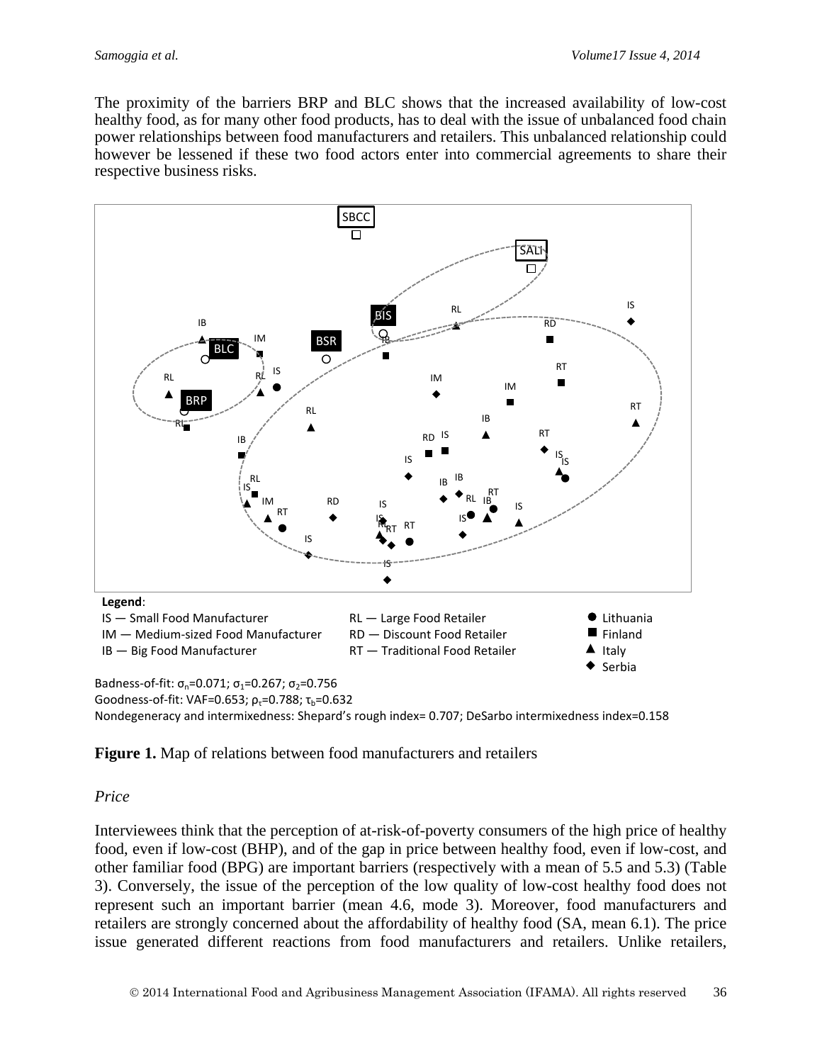The proximity of the barriers BRP and BLC shows that the increased availability of low-cost healthy food, as for many other food products, has to deal with the issue of unbalanced food chain power relationships between food manufacturers and retailers. This unbalanced relationship could however be lessened if these two food actors enter into commercial agreements to share their respective business risks.

**Legend**:

IS — Small Food Manufacturer; IM — Medium-sized Food Manufacturer; IB — Big Food Manufacturer

RL — Large Food Retailer; RD — Discount Food Retailer; RT — Traditional Food Retailer

● Lithuania; ■ Finland; ▲ Italy; ◆ Serbia

Badness-of-fit: $\sigma_n$=0.071; $\sigma_1$=0.267; $\sigma_2$=0.756

Goodness-of-fit: VAF=0.653; $\rho_\tau$=0.788; $\tau_b$=0.632

Nondegeneracy and intermixedness: Shepard's rough index= 0.707; DeSarbo intermixedness index=0.158

**Figure 1.** Map of relations between food manufacturers and retailers

*Price*

Interviewees think that the perception of at-risk-of-poverty consumers of the high price of healthy food, even if low-cost (BHP), and of the gap in price between healthy food, even if low-cost, and other familiar food (BPG) are important barriers (respectively with a mean of 5.5 and 5.3) (Table 3). Conversely, the issue of the perception of the low quality of low-cost healthy food does not represent such an important barrier (mean 4.6, mode 3). Moreover, food manufacturers and retailers are strongly concerned about the affordability of healthy food (SA, mean 6.1). The price issue generated different reactions from food manufacturers and retailers. Unlike retailers,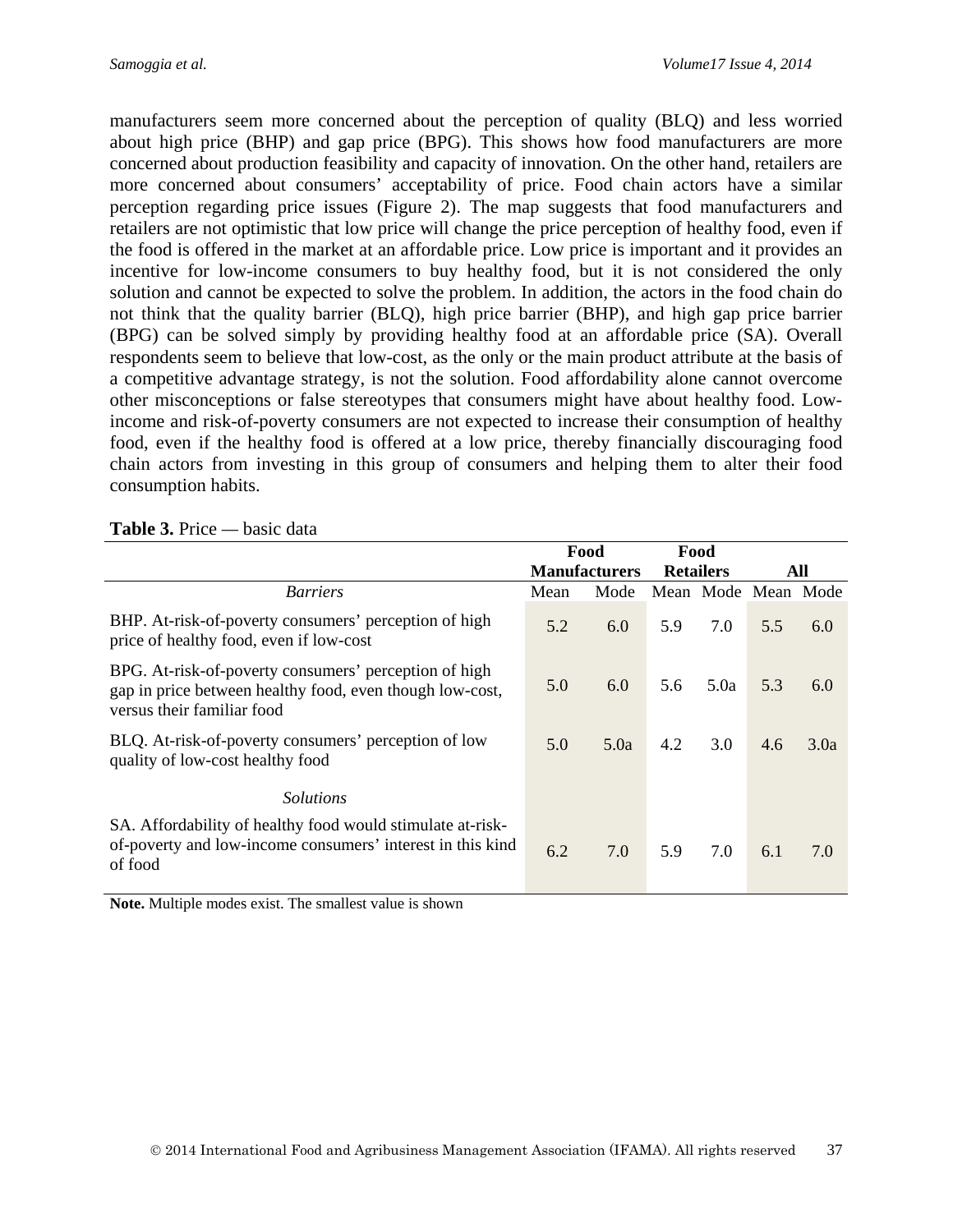manufacturers seem more concerned about the perception of quality (BLQ) and less worried about high price (BHP) and gap price (BPG). This shows how food manufacturers are more concerned about production feasibility and capacity of innovation. On the other hand, retailers are more concerned about consumers' acceptability of price. Food chain actors have a similar perception regarding price issues (Figure 2). The map suggests that food manufacturers and retailers are not optimistic that low price will change the price perception of healthy food, even if the food is offered in the market at an affordable price. Low price is important and it provides an incentive for low-income consumers to buy healthy food, but it is not considered the only solution and cannot be expected to solve the problem. In addition, the actors in the food chain do not think that the quality barrier (BLQ), high price barrier (BHP), and high gap price barrier (BPG) can be solved simply by providing healthy food at an affordable price (SA). Overall respondents seem to believe that low-cost, as the only or the main product attribute at the basis of a competitive advantage strategy, is not the solution. Food affordability alone cannot overcome other misconceptions or false stereotypes that consumers might have about healthy food. Low-income and risk-of-poverty consumers are not expected to increase their consumption of healthy food, even if the healthy food is offered at a low price, thereby financially discouraging food chain actors from investing in this group of consumers and helping them to alter their food consumption habits.

**Table 3.** Price — basic data

| | Food Manufacturers | | Food Retailers | | All | |
|---|---|---|---|---|---|---|
| *Barriers* | Mean | Mode | Mean | Mode | Mean | Mode |
| BHP. At-risk-of-poverty consumers' perception of high price of healthy food, even if low-cost | 5.2 | 6.0 | 5.9 | 7.0 | 5.5 | 6.0 |
| BPG. At-risk-of-poverty consumers' perception of high gap in price between healthy food, even though low-cost, versus their familiar food | 5.0 | 6.0 | 5.6 | 5.0a | 5.3 | 6.0 |
| BLQ. At-risk-of-poverty consumers' perception of low quality of low-cost healthy food | 5.0 | 5.0a | 4.2 | 3.0 | 4.6 | 3.0a |
| *Solutions* | | | | | | |
| SA. Affordability of healthy food would stimulate at-risk-of-poverty and low-income consumers' interest in this kind of food | 6.2 | 7.0 | 5.9 | 7.0 | 6.1 | 7.0 |

**Note.** Multiple modes exist. The smallest value is shown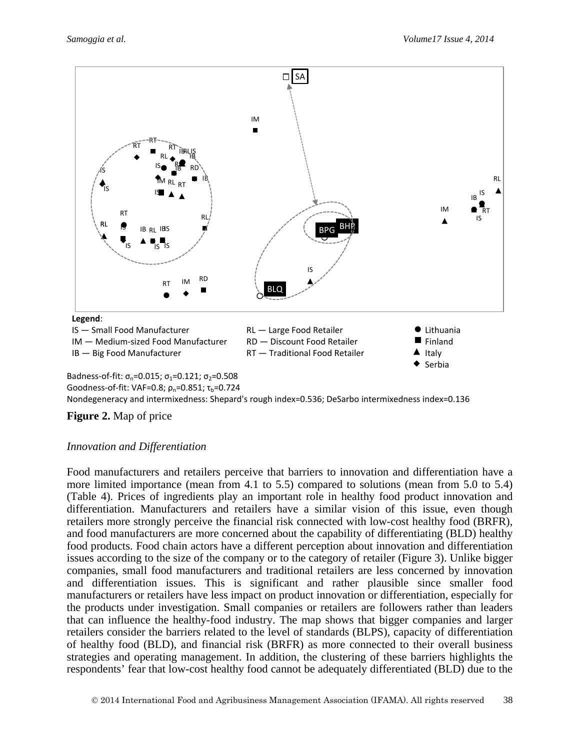Legend:

IS — Small Food Manufacturer
IM — Medium-sized Food Manufacturer
IB — Big Food Manufacturer
RL — Large Food Retailer
RD — Discount Food Retailer
RT — Traditional Food Retailer
● Lithuania
■ Finland
▲ Italy
◆ Serbia

Badness-of-fit: $\sigma_n$=0.015; $\sigma_1$=0.121; $\sigma_2$=0.508
Goodness-of-fit: VAF=0.8; $\rho_n$=0.851; $\tau_b$=0.724
Nondegeneracy and intermixedness: Shepard's rough index=0.536; DeSarbo intermixedness index=0.136

**Figure 2.** Map of price

*Innovation and Differentiation*

Food manufacturers and retailers perceive that barriers to innovation and differentiation have a more limited importance (mean from 4.1 to 5.5) compared to solutions (mean from 5.0 to 5.4) (Table 4). Prices of ingredients play an important role in healthy food product innovation and differentiation. Manufacturers and retailers have a similar vision of this issue, even though retailers more strongly perceive the financial risk connected with low-cost healthy food (BRFR), and food manufacturers are more concerned about the capability of differentiating (BLD) healthy food products. Food chain actors have a different perception about innovation and differentiation issues according to the size of the company or to the category of retailer (Figure 3). Unlike bigger companies, small food manufacturers and traditional retailers are less concerned by innovation and differentiation issues. This is significant and rather plausible since smaller food manufacturers or retailers have less impact on product innovation or differentiation, especially for the products under investigation. Small companies or retailers are followers rather than leaders that can influence the healthy-food industry. The map shows that bigger companies and larger retailers consider the barriers related to the level of standards (BLPS), capacity of differentiation of healthy food (BLD), and financial risk (BRFR) as more connected to their overall business strategies and operating management. In addition, the clustering of these barriers highlights the respondents' fear that low-cost healthy food cannot be adequately differentiated (BLD) due to the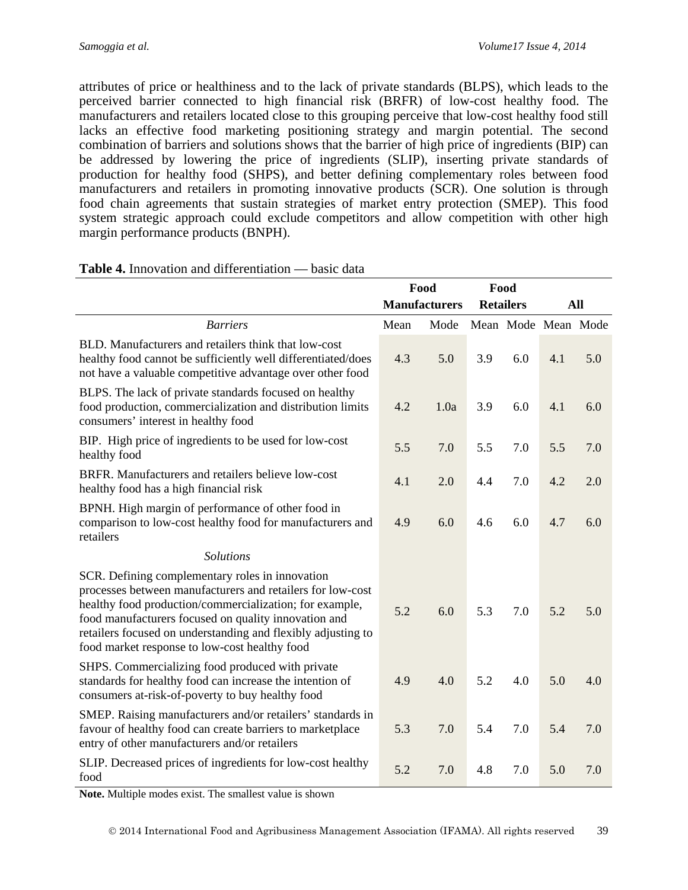attributes of price or healthiness and to the lack of private standards (BLPS), which leads to the perceived barrier connected to high financial risk (BRFR) of low-cost healthy food. The manufacturers and retailers located close to this grouping perceive that low-cost healthy food still lacks an effective food marketing positioning strategy and margin potential. The second combination of barriers and solutions shows that the barrier of high price of ingredients (BIP) can be addressed by lowering the price of ingredients (SLIP), inserting private standards of production for healthy food (SHPS), and better defining complementary roles between food manufacturers and retailers in promoting innovative products (SCR). One solution is through food chain agreements that sustain strategies of market entry protection (SMEP). This food system strategic approach could exclude competitors and allow competition with other high margin performance products (BNPH).

**Table 4.** Innovation and differentiation — basic data

| | Food Manufacturers | | Food Retailers | | All | |
|---|---|---|---|---|---|---|
| *Barriers* | Mean | Mode | Mean | Mode | Mean | Mode |
| BLD. Manufacturers and retailers think that low-cost healthy food cannot be sufficiently well differentiated/does not have a valuable competitive advantage over other food | 4.3 | 5.0 | 3.9 | 6.0 | 4.1 | 5.0 |
| BLPS. The lack of private standards focused on healthy food production, commercialization and distribution limits consumers' interest in healthy food | 4.2 | 1.0a | 3.9 | 6.0 | 4.1 | 6.0 |
| BIP. High price of ingredients to be used for low-cost healthy food | 5.5 | 7.0 | 5.5 | 7.0 | 5.5 | 7.0 |
| BRFR. Manufacturers and retailers believe low-cost healthy food has a high financial risk | 4.1 | 2.0 | 4.4 | 7.0 | 4.2 | 2.0 |
| BPNH. High margin of performance of other food in comparison to low-cost healthy food for manufacturers and retailers | 4.9 | 6.0 | 4.6 | 6.0 | 4.7 | 6.0 |
| *Solutions* | | | | | | |
| SCR. Defining complementary roles in innovation processes between manufacturers and retailers for low-cost healthy food production/commercialization; for example, food manufacturers focused on quality innovation and retailers focused on understanding and flexibly adjusting to food market response to low-cost healthy food | 5.2 | 6.0 | 5.3 | 7.0 | 5.2 | 5.0 |
| SHPS. Commercializing food produced with private standards for healthy food can increase the intention of consumers at-risk-of-poverty to buy healthy food | 4.9 | 4.0 | 5.2 | 4.0 | 5.0 | 4.0 |
| SMEP. Raising manufacturers and/or retailers' standards in favour of healthy food can create barriers to marketplace entry of other manufacturers and/or retailers | 5.3 | 7.0 | 5.4 | 7.0 | 5.4 | 7.0 |
| SLIP. Decreased prices of ingredients for low-cost healthy food | 5.2 | 7.0 | 4.8 | 7.0 | 5.0 | 7.0 |

**Note.** Multiple modes exist. The smallest value is shown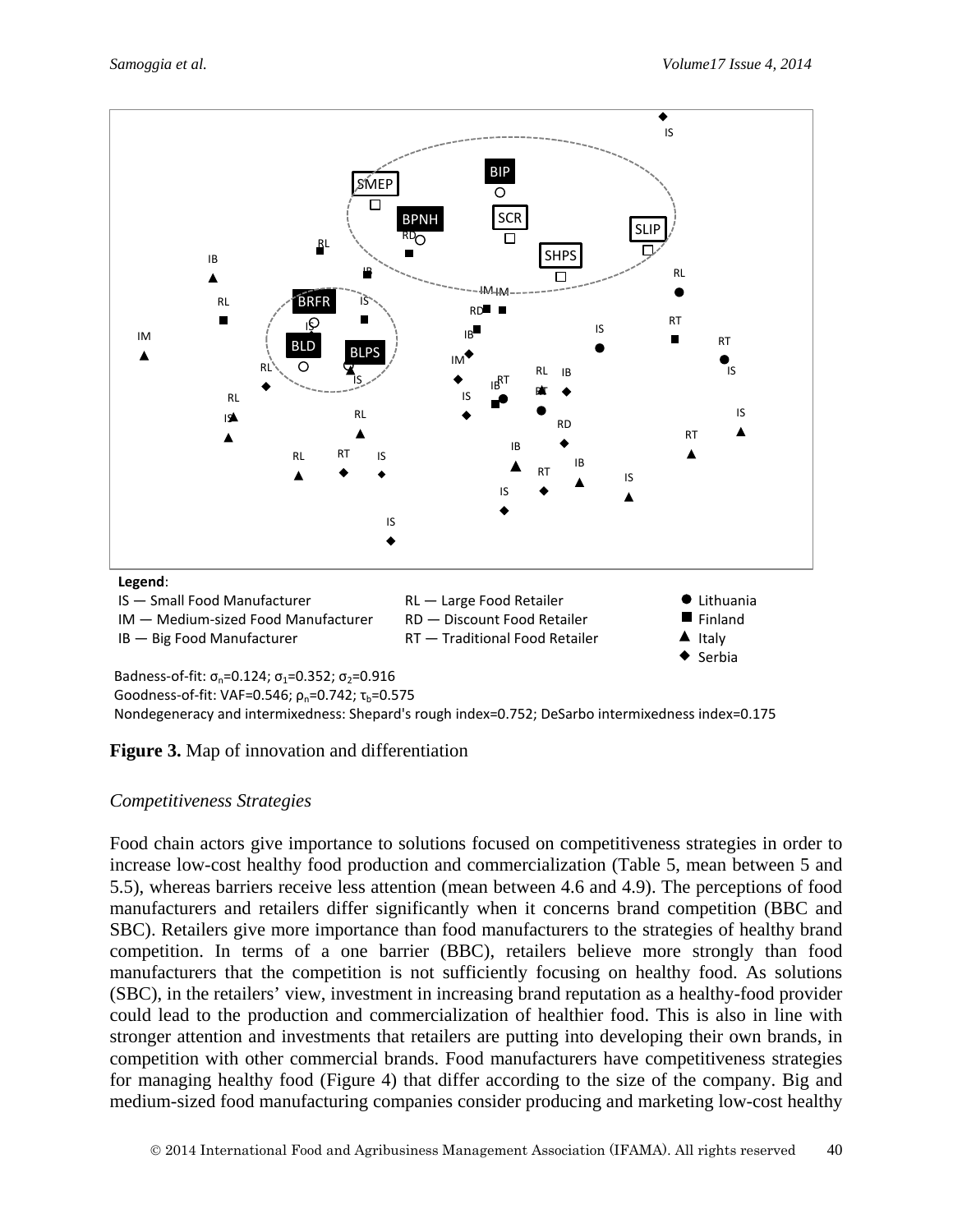Legend:

IS — Small Food Manufacturer
IM — Medium-sized Food Manufacturer
IB — Big Food Manufacturer
RL — Large Food Retailer
RD — Discount Food Retailer
RT — Traditional Food Retailer
● Lithuania
■ Finland
▲ Italy
◆ Serbia

Badness-of-fit: $\sigma_n$=0.124; $\sigma_1$=0.352; $\sigma_2$=0.916
Goodness-of-fit: VAF=0.546; $\rho_n$=0.742; $\tau_b$=0.575
Nondegeneracy and intermixedness: Shepard's rough index=0.752; DeSarbo intermixedness index=0.175

**Figure 3.** Map of innovation and differentiation

*Competitiveness Strategies*

Food chain actors give importance to solutions focused on competitiveness strategies in order to increase low-cost healthy food production and commercialization (Table 5, mean between 5 and 5.5), whereas barriers receive less attention (mean between 4.6 and 4.9). The perceptions of food manufacturers and retailers differ significantly when it concerns brand competition (BBC and SBC). Retailers give more importance than food manufacturers to the strategies of healthy brand competition. In terms of a one barrier (BBC), retailers believe more strongly than food manufacturers that the competition is not sufficiently focusing on healthy food. As solutions (SBC), in the retailers' view, investment in increasing brand reputation as a healthy-food provider could lead to the production and commercialization of healthier food. This is also in line with stronger attention and investments that retailers are putting into developing their own brands, in competition with other commercial brands. Food manufacturers have competitiveness strategies for managing healthy food (Figure 4) that differ according to the size of the company. Big and medium-sized food manufacturing companies consider producing and marketing low-cost healthy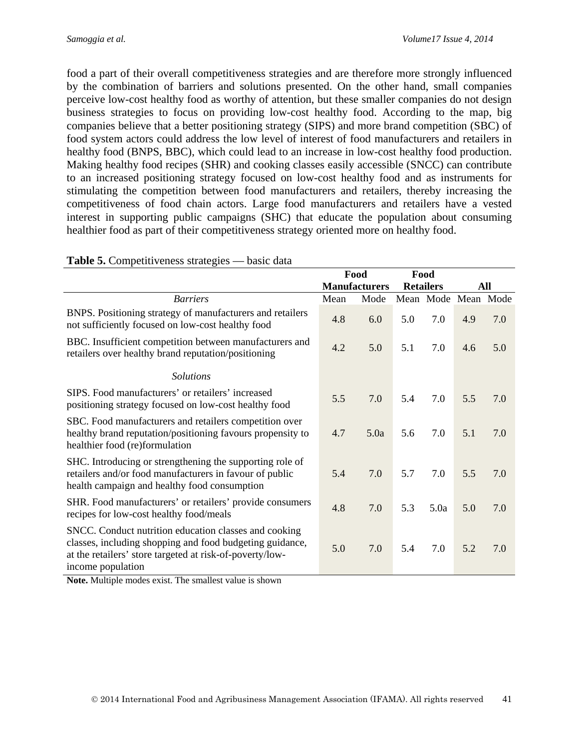food a part of their overall competitiveness strategies and are therefore more strongly influenced by the combination of barriers and solutions presented. On the other hand, small companies perceive low-cost healthy food as worthy of attention, but these smaller companies do not design business strategies to focus on providing low-cost healthy food. According to the map, big companies believe that a better positioning strategy (SIPS) and more brand competition (SBC) of food system actors could address the low level of interest of food manufacturers and retailers in healthy food (BNPS, BBC), which could lead to an increase in low-cost healthy food production. Making healthy food recipes (SHR) and cooking classes easily accessible (SNCC) can contribute to an increased positioning strategy focused on low-cost healthy food and as instruments for stimulating the competition between food manufacturers and retailers, thereby increasing the competitiveness of food chain actors. Large food manufacturers and retailers have a vested interest in supporting public campaigns (SHC) that educate the population about consuming healthier food as part of their competitiveness strategy oriented more on healthy food.

**Table 5.** Competitiveness strategies — basic data

| | Food Manufacturers | | Food Retailers | | All | |
|---|---|---|---|---|---|---|
| *Barriers* | Mean | Mode | Mean | Mode | Mean | Mode |
| BNPS. Positioning strategy of manufacturers and retailers not sufficiently focused on low-cost healthy food | 4.8 | 6.0 | 5.0 | 7.0 | 4.9 | 7.0 |
| BBC. Insufficient competition between manufacturers and retailers over healthy brand reputation/positioning | 4.2 | 5.0 | 5.1 | 7.0 | 4.6 | 5.0 |
| *Solutions* | | | | | | |
| SIPS. Food manufacturers' or retailers' increased positioning strategy focused on low-cost healthy food | 5.5 | 7.0 | 5.4 | 7.0 | 5.5 | 7.0 |
| SBC. Food manufacturers and retailers competition over healthy brand reputation/positioning favours propensity to healthier food (re)formulation | 4.7 | 5.0a | 5.6 | 7.0 | 5.1 | 7.0 |
| SHC. Introducing or strengthening the supporting role of retailers and/or food manufacturers in favour of public health campaign and healthy food consumption | 5.4 | 7.0 | 5.7 | 7.0 | 5.5 | 7.0 |
| SHR. Food manufacturers' or retailers' provide consumers recipes for low-cost healthy food/meals | 4.8 | 7.0 | 5.3 | 5.0a | 5.0 | 7.0 |
| SNCC. Conduct nutrition education classes and cooking classes, including shopping and food budgeting guidance, at the retailers' store targeted at risk-of-poverty/low-income population | 5.0 | 7.0 | 5.4 | 7.0 | 5.2 | 7.0 |

**Note.** Multiple modes exist. The smallest value is shown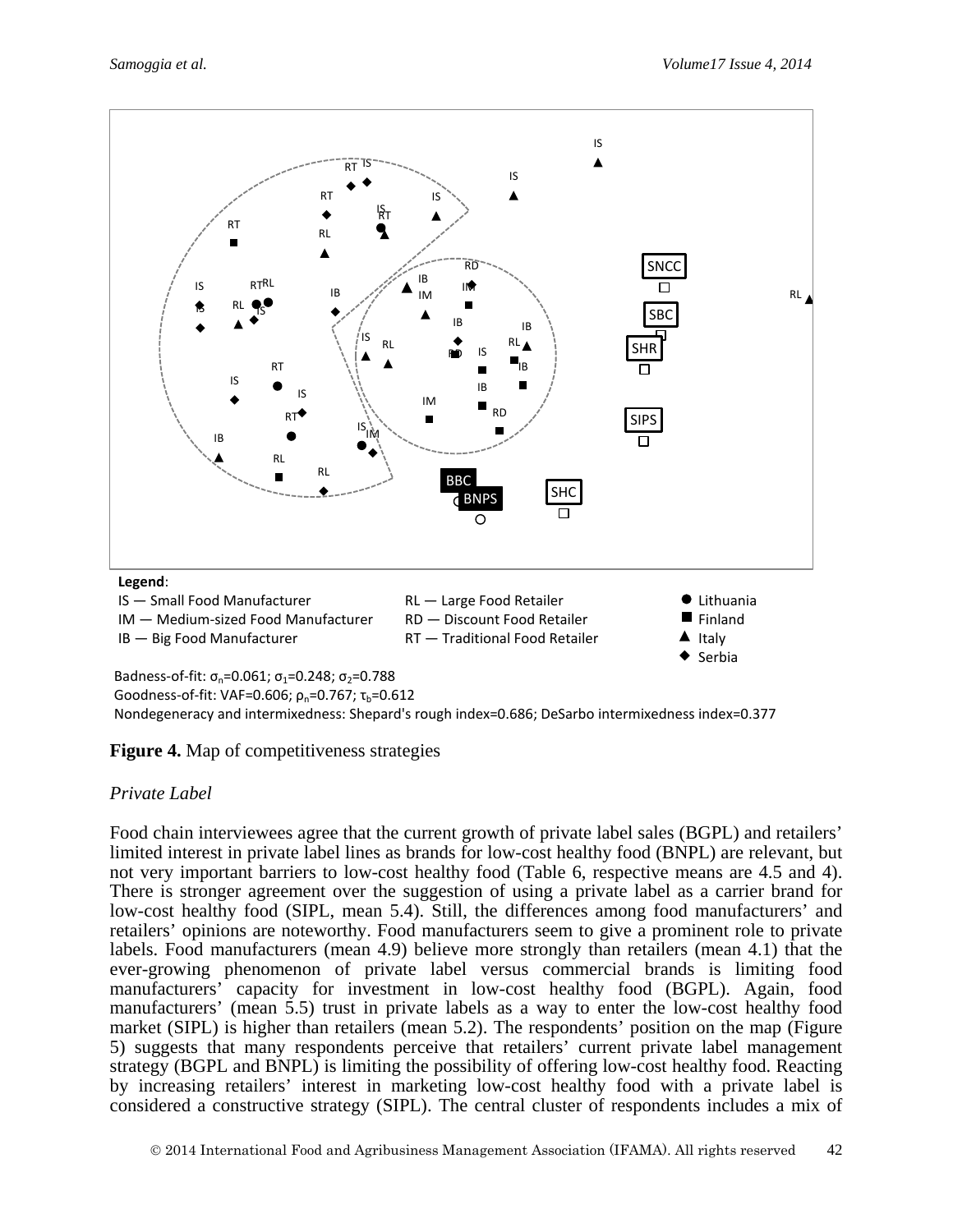Legend:

IS — Small Food Manufacturer
IM — Medium-sized Food Manufacturer
IB — Big Food Manufacturer
RL — Large Food Retailer
RD — Discount Food Retailer
RT — Traditional Food Retailer
● Lithuania
■ Finland
▲ Italy
◆ Serbia

Badness-of-fit: $\sigma_n$=0.061; $\sigma_1$=0.248; $\sigma_2$=0.788
Goodness-of-fit: VAF=0.606; $\rho_n$=0.767; $\tau_b$=0.612
Nondegeneracy and intermixedness: Shepard's rough index=0.686; DeSarbo intermixedness index=0.377

**Figure 4.** Map of competitiveness strategies

*Private Label*

Food chain interviewees agree that the current growth of private label sales (BGPL) and retailers' limited interest in private label lines as brands for low-cost healthy food (BNPL) are relevant, but not very important barriers to low-cost healthy food (Table 6, respective means are 4.5 and 4). There is stronger agreement over the suggestion of using a private label as a carrier brand for low-cost healthy food (SIPL, mean 5.4). Still, the differences among food manufacturers' and retailers' opinions are noteworthy. Food manufacturers seem to give a prominent role to private labels. Food manufacturers (mean 4.9) believe more strongly than retailers (mean 4.1) that the ever-growing phenomenon of private label versus commercial brands is limiting food manufacturers' capacity for investment in low-cost healthy food (BGPL). Again, food manufacturers' (mean 5.5) trust in private labels as a way to enter the low-cost healthy food market (SIPL) is higher than retailers (mean 5.2). The respondents' position on the map (Figure 5) suggests that many respondents perceive that retailers' current private label management strategy (BGPL and BNPL) is limiting the possibility of offering low-cost healthy food. Reacting by increasing retailers' interest in marketing low-cost healthy food with a private label is considered a constructive strategy (SIPL). The central cluster of respondents includes a mix of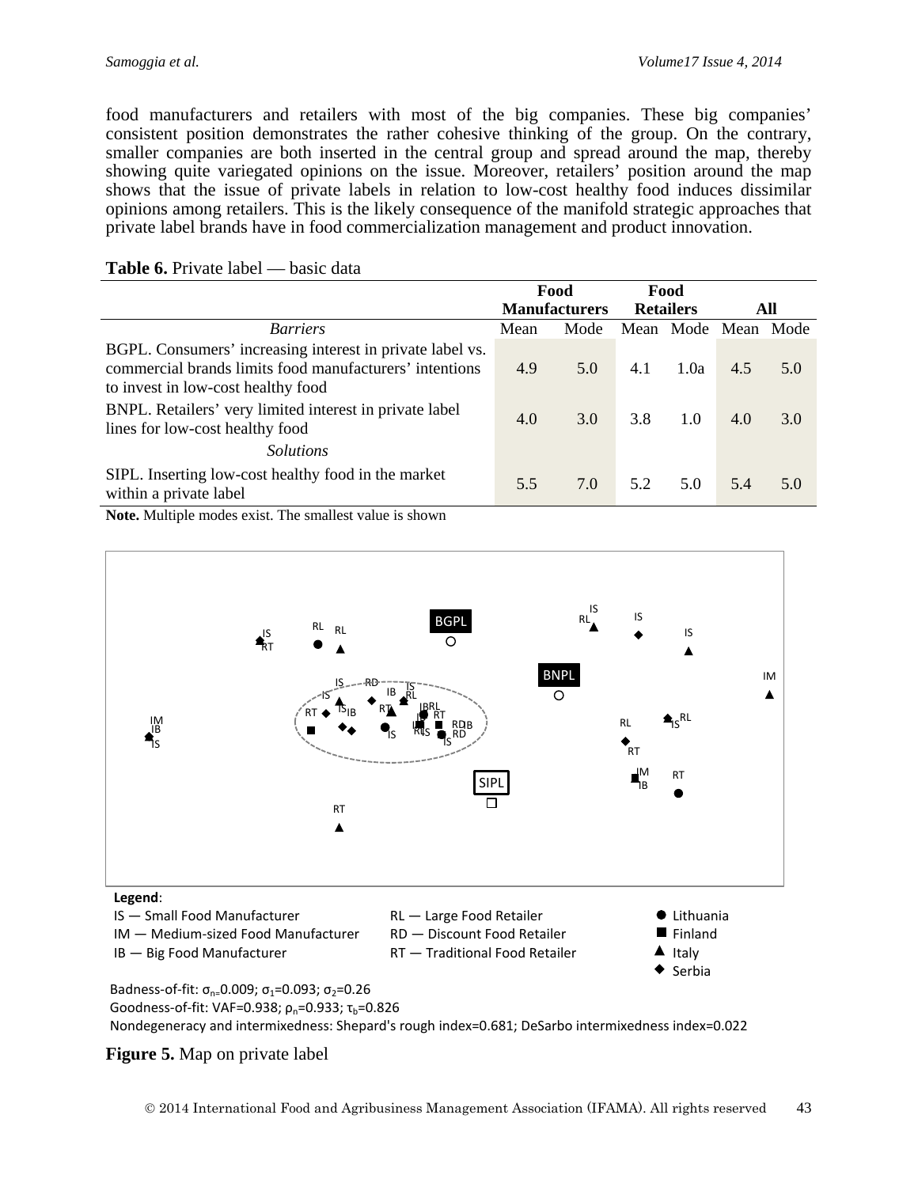food manufacturers and retailers with most of the big companies. These big companies' consistent position demonstrates the rather cohesive thinking of the group. On the contrary, smaller companies are both inserted in the central group and spread around the map, thereby showing quite variegated opinions on the issue. Moreover, retailers' position around the map shows that the issue of private labels in relation to low-cost healthy food induces dissimilar opinions among retailers. This is the likely consequence of the manifold strategic approaches that private label brands have in food commercialization management and product innovation.

**Table 6.** Private label — basic data

| | Food Manufacturers | | Food Retailers | | All | |
|---|---|---|---|---|---|---|
| *Barriers* | Mean | Mode | Mean | Mode | Mean | Mode |
| BGPL. Consumers' increasing interest in private label vs. commercial brands limits food manufacturers' intentions to invest in low-cost healthy food | 4.9 | 5.0 | 4.1 | 1.0a | 4.5 | 5.0 |
| BNPL. Retailers' very limited interest in private label lines for low-cost healthy food | 4.0 | 3.0 | 3.8 | 1.0 | 4.0 | 3.0 |
| *Solutions* | | | | | | |
| SIPL. Inserting low-cost healthy food in the market within a private label | 5.5 | 7.0 | 5.2 | 5.0 | 5.4 | 5.0 |

**Note.** Multiple modes exist. The smallest value is shown

**Legend**:

IS — Small Food Manufacturer; IM — Medium-sized Food Manufacturer; IB — Big Food Manufacturer

RL — Large Food Retailer; RD — Discount Food Retailer; RT — Traditional Food Retailer

● Lithuania; ■ Finland; ▲ Italy; ◆ Serbia

Badness-of-fit: $\sigma_{n}=0.009$; $\sigma_1=0.093$; $\sigma_2=0.26$

Goodness-of-fit: VAF=0.938; $\rho_n=0.933$; $\tau_b=0.826$

Nondegeneracy and intermixedness: Shepard's rough index=0.681; DeSarbo intermixedness index=0.022

**Figure 5.** Map on private label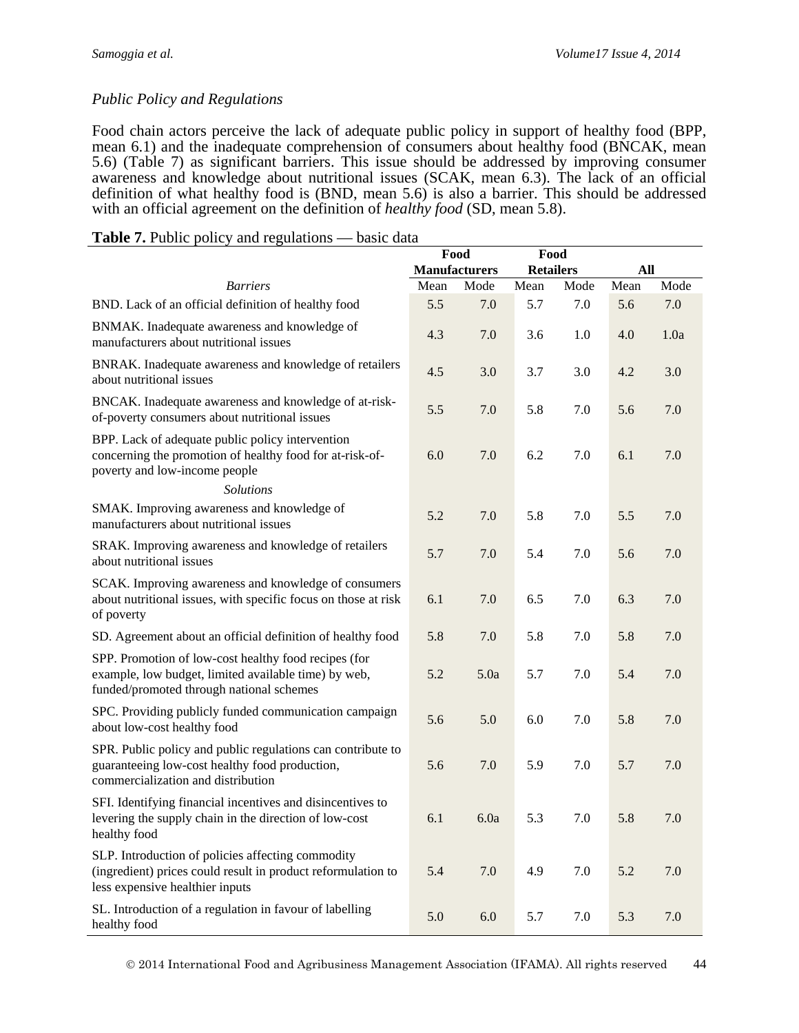*Public Policy and Regulations*

Food chain actors perceive the lack of adequate public policy in support of healthy food (BPP, mean 6.1) and the inadequate comprehension of consumers about healthy food (BNCAK, mean 5.6) (Table 7) as significant barriers. This issue should be addressed by improving consumer awareness and knowledge about nutritional issues (SCAK, mean 6.3). The lack of an official definition of what healthy food is (BND, mean 5.6) is also a barrier. This should be addressed with an official agreement on the definition of *healthy food* (SD, mean 5.8).

**Table 7.** Public policy and regulations — basic data

| | Food Manufacturers | | Food Retailers | | All | |
|---|---|---|---|---|---|---|
| *Barriers* | Mean | Mode | Mean | Mode | Mean | Mode |
| BND. Lack of an official definition of healthy food | 5.5 | 7.0 | 5.7 | 7.0 | 5.6 | 7.0 |
| BNMAK. Inadequate awareness and knowledge of manufacturers about nutritional issues | 4.3 | 7.0 | 3.6 | 1.0 | 4.0 | 1.0a |
| BNRAK. Inadequate awareness and knowledge of retailers about nutritional issues | 4.5 | 3.0 | 3.7 | 3.0 | 4.2 | 3.0 |
| BNCAK. Inadequate awareness and knowledge of at-risk-of-poverty consumers about nutritional issues | 5.5 | 7.0 | 5.8 | 7.0 | 5.6 | 7.0 |
| BPP. Lack of adequate public policy intervention concerning the promotion of healthy food for at-risk-of-poverty and low-income people | 6.0 | 7.0 | 6.2 | 7.0 | 6.1 | 7.0 |
| *Solutions* | | | | | | |
| SMAK. Improving awareness and knowledge of manufacturers about nutritional issues | 5.2 | 7.0 | 5.8 | 7.0 | 5.5 | 7.0 |
| SRAK. Improving awareness and knowledge of retailers about nutritional issues | 5.7 | 7.0 | 5.4 | 7.0 | 5.6 | 7.0 |
| SCAK. Improving awareness and knowledge of consumers about nutritional issues, with specific focus on those at risk of poverty | 6.1 | 7.0 | 6.5 | 7.0 | 6.3 | 7.0 |
| SD. Agreement about an official definition of healthy food | 5.8 | 7.0 | 5.8 | 7.0 | 5.8 | 7.0 |
| SPP. Promotion of low-cost healthy food recipes (for example, low budget, limited available time) by web, funded/promoted through national schemes | 5.2 | 5.0a | 5.7 | 7.0 | 5.4 | 7.0 |
| SPC. Providing publicly funded communication campaign about low-cost healthy food | 5.6 | 5.0 | 6.0 | 7.0 | 5.8 | 7.0 |
| SPR. Public policy and public regulations can contribute to guaranteeing low-cost healthy food production, commercialization and distribution | 5.6 | 7.0 | 5.9 | 7.0 | 5.7 | 7.0 |
| SFI. Identifying financial incentives and disincentives to levering the supply chain in the direction of low-cost healthy food | 6.1 | 6.0a | 5.3 | 7.0 | 5.8 | 7.0 |
| SLP. Introduction of policies affecting commodity (ingredient) prices could result in product reformulation to less expensive healthier inputs | 5.4 | 7.0 | 4.9 | 7.0 | 5.2 | 7.0 |
| SL. Introduction of a regulation in favour of labelling healthy food | 5.0 | 6.0 | 5.7 | 7.0 | 5.3 | 7.0 |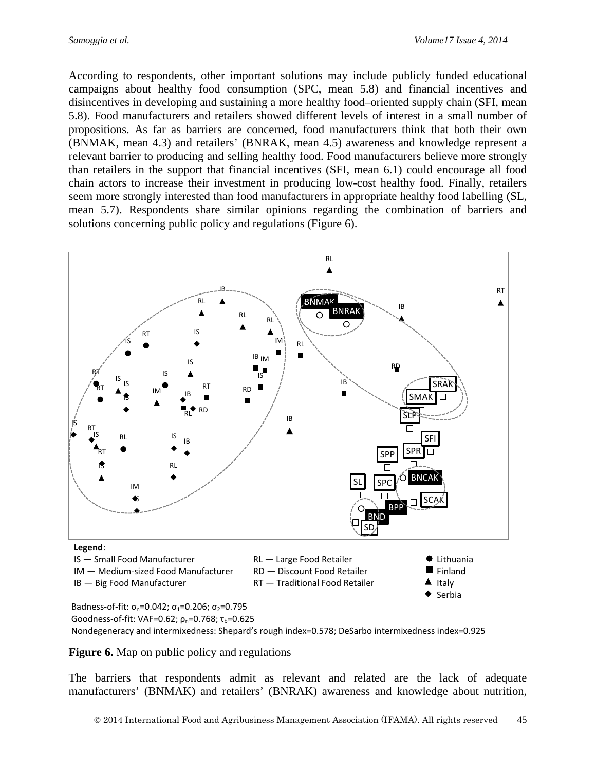According to respondents, other important solutions may include publicly funded educational campaigns about healthy food consumption (SPC, mean 5.8) and financial incentives and disincentives in developing and sustaining a more healthy food–oriented supply chain (SFI, mean 5.8). Food manufacturers and retailers showed different levels of interest in a small number of propositions. As far as barriers are concerned, food manufacturers think that both their own (BNMAK, mean 4.3) and retailers' (BNRAK, mean 4.5) awareness and knowledge represent a relevant barrier to producing and selling healthy food. Food manufacturers believe more strongly than retailers in the support that financial incentives (SFI, mean 6.1) could encourage all food chain actors to increase their investment in producing low-cost healthy food. Finally, retailers seem more strongly interested than food manufacturers in appropriate healthy food labelling (SL, mean 5.7). Respondents share similar opinions regarding the combination of barriers and solutions concerning public policy and regulations (Figure 6).

**Legend**:
IS — Small Food Manufacturer; IM — Medium-sized Food Manufacturer; IB — Big Food Manufacturer
RL — Large Food Retailer; RD — Discount Food Retailer; RT — Traditional Food Retailer
● Lithuania; ■ Finland; ▲ Italy; ◆ Serbia

Badness-of-fit: $\sigma_n$=0.042; $\sigma_1$=0.206; $\sigma_2$=0.795
Goodness-of-fit: VAF=0.62; $\rho_n$=0.768; $\tau_b$=0.625
Nondegeneracy and intermixedness: Shepard's rough index=0.578; DeSarbo intermixedness index=0.925

**Figure 6.** Map on public policy and regulations

The barriers that respondents admit as relevant and related are the lack of adequate manufacturers' (BNMAK) and retailers' (BNRAK) awareness and knowledge about nutrition,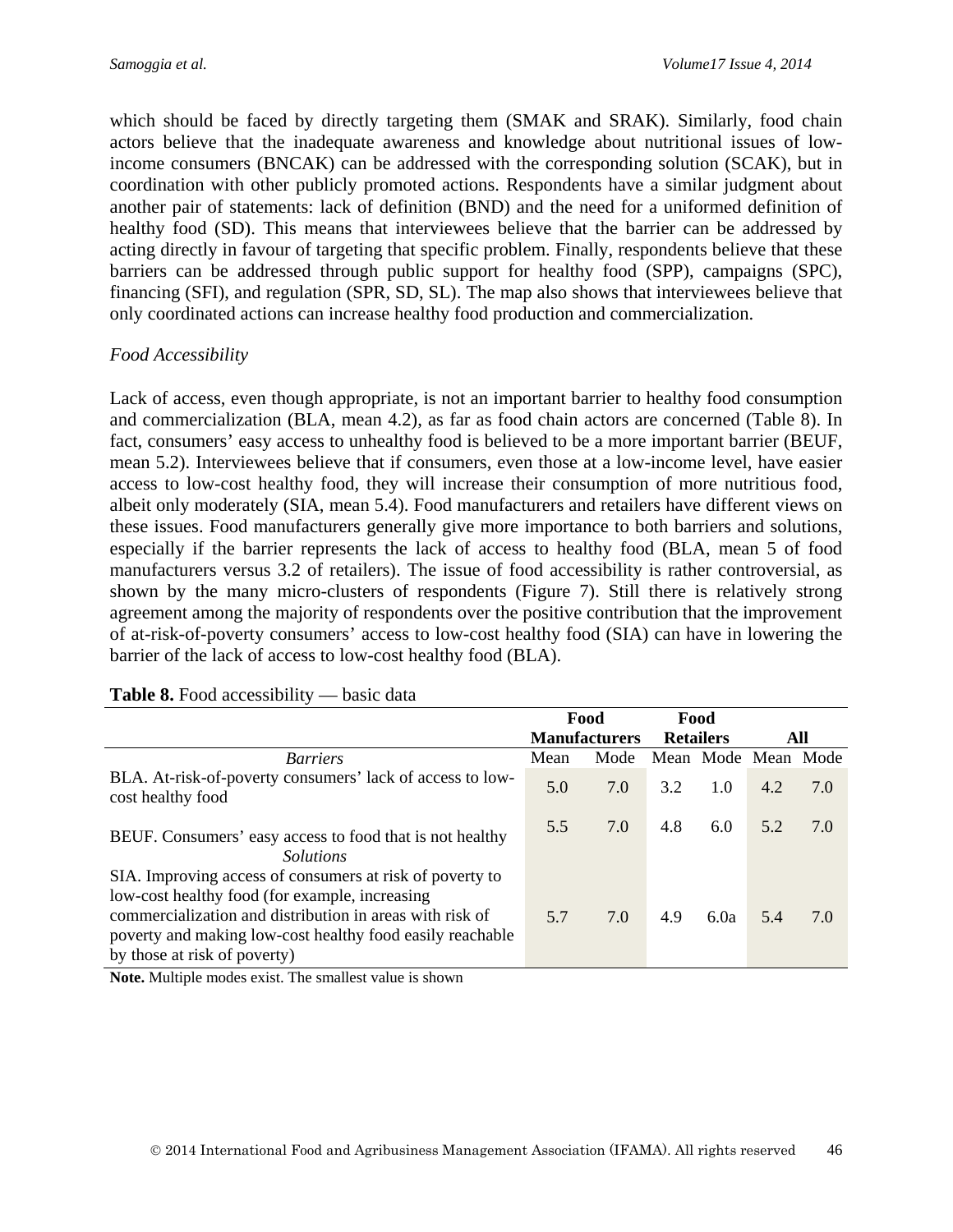which should be faced by directly targeting them (SMAK and SRAK). Similarly, food chain actors believe that the inadequate awareness and knowledge about nutritional issues of low-income consumers (BNCAK) can be addressed with the corresponding solution (SCAK), but in coordination with other publicly promoted actions. Respondents have a similar judgment about another pair of statements: lack of definition (BND) and the need for a uniformed definition of healthy food (SD). This means that interviewees believe that the barrier can be addressed by acting directly in favour of targeting that specific problem. Finally, respondents believe that these barriers can be addressed through public support for healthy food (SPP), campaigns (SPC), financing (SFI), and regulation (SPR, SD, SL). The map also shows that interviewees believe that only coordinated actions can increase healthy food production and commercialization.

*Food Accessibility*

Lack of access, even though appropriate, is not an important barrier to healthy food consumption and commercialization (BLA, mean 4.2), as far as food chain actors are concerned (Table 8). In fact, consumers' easy access to unhealthy food is believed to be a more important barrier (BEUF, mean 5.2). Interviewees believe that if consumers, even those at a low-income level, have easier access to low-cost healthy food, they will increase their consumption of more nutritious food, albeit only moderately (SIA, mean 5.4). Food manufacturers and retailers have different views on these issues. Food manufacturers generally give more importance to both barriers and solutions, especially if the barrier represents the lack of access to healthy food (BLA, mean 5 of food manufacturers versus 3.2 of retailers). The issue of food accessibility is rather controversial, as shown by the many micro-clusters of respondents (Figure 7). Still there is relatively strong agreement among the majority of respondents over the positive contribution that the improvement of at-risk-of-poverty consumers' access to low-cost healthy food (SIA) can have in lowering the barrier of the lack of access to low-cost healthy food (BLA).

**Table 8.** Food accessibility — basic data

| | Food Manufacturers | | Food Retailers | | All | |
|---|---|---|---|---|---|---|
| *Barriers* | Mean | Mode | Mean | Mode | Mean | Mode |
| BLA. At-risk-of-poverty consumers' lack of access to low-cost healthy food | 5.0 | 7.0 | 3.2 | 1.0 | 4.2 | 7.0 |
| BEUF. Consumers' easy access to food that is not healthy | 5.5 | 7.0 | 4.8 | 6.0 | 5.2 | 7.0 |
| *Solutions* | | | | | | |
| SIA. Improving access of consumers at risk of poverty to low-cost healthy food (for example, increasing commercialization and distribution in areas with risk of poverty and making low-cost healthy food easily reachable by those at risk of poverty) | 5.7 | 7.0 | 4.9 | 6.0a | 5.4 | 7.0 |

**Note.** Multiple modes exist. The smallest value is shown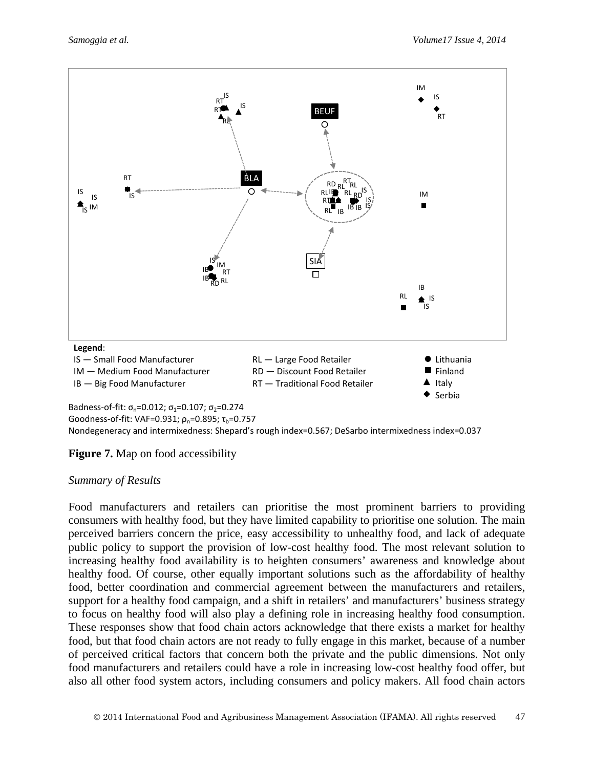**Legend**:

IS — Small Food Manufacturer
IM — Medium Food Manufacturer
IB — Big Food Manufacturer
RL — Large Food Retailer
RD — Discount Food Retailer
RT — Traditional Food Retailer

● Lithuania
■ Finland
▲ Italy
◆ Serbia

Badness-of-fit: $\sigma_n$=0.012; $\sigma_1$=0.107; $\sigma_2$=0.274
Goodness-of-fit: VAF=0.931; $\rho_n$=0.895; $\tau_b$=0.757
Nondegeneracy and intermixedness: Shepard's rough index=0.567; DeSarbo intermixedness index=0.037

**Figure 7.** Map on food accessibility

*Summary of Results*

Food manufacturers and retailers can prioritise the most prominent barriers to providing consumers with healthy food, but they have limited capability to prioritise one solution. The main perceived barriers concern the price, easy accessibility to unhealthy food, and lack of adequate public policy to support the provision of low-cost healthy food. The most relevant solution to increasing healthy food availability is to heighten consumers' awareness and knowledge about healthy food. Of course, other equally important solutions such as the affordability of healthy food, better coordination and commercial agreement between the manufacturers and retailers, support for a healthy food campaign, and a shift in retailers' and manufacturers' business strategy to focus on healthy food will also play a defining role in increasing healthy food consumption. These responses show that food chain actors acknowledge that there exists a market for healthy food, but that food chain actors are not ready to fully engage in this market, because of a number of perceived critical factors that concern both the private and the public dimensions. Not only food manufacturers and retailers could have a role in increasing low-cost healthy food offer, but also all other food system actors, including consumers and policy makers. All food chain actors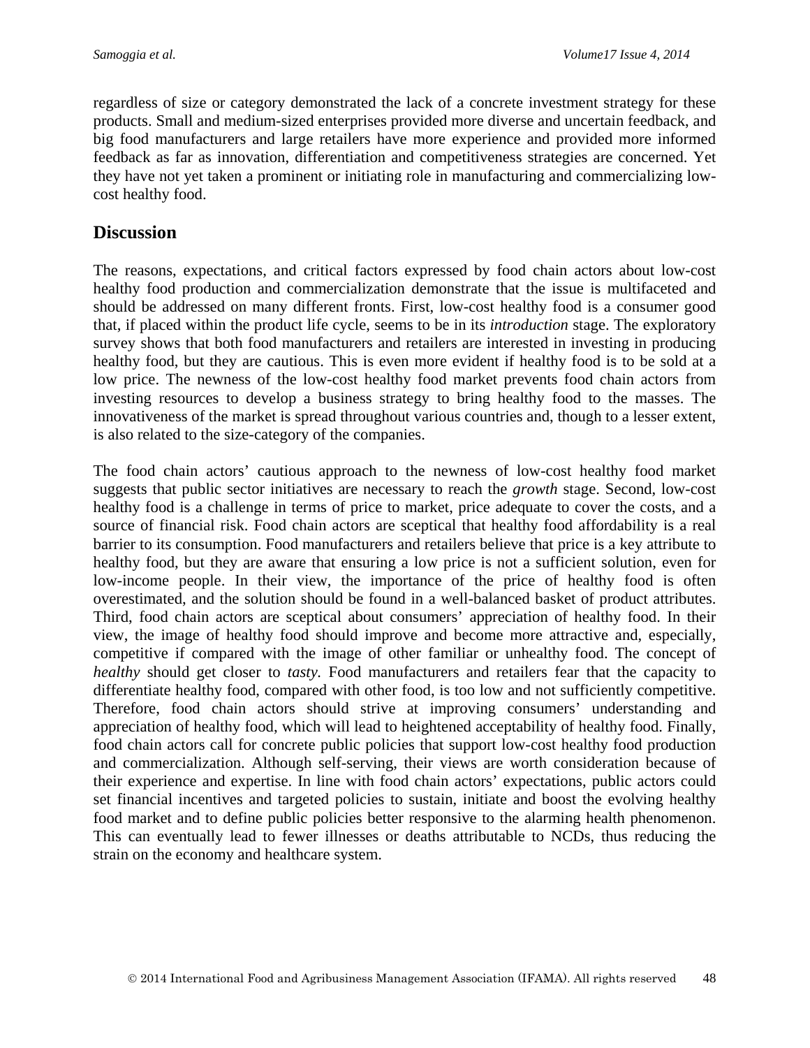regardless of size or category demonstrated the lack of a concrete investment strategy for these products. Small and medium-sized enterprises provided more diverse and uncertain feedback, and big food manufacturers and large retailers have more experience and provided more informed feedback as far as innovation, differentiation and competitiveness strategies are concerned. Yet they have not yet taken a prominent or initiating role in manufacturing and commercializing low-cost healthy food.

## Discussion

The reasons, expectations, and critical factors expressed by food chain actors about low-cost healthy food production and commercialization demonstrate that the issue is multifaceted and should be addressed on many different fronts. First, low-cost healthy food is a consumer good that, if placed within the product life cycle, seems to be in its *introduction* stage. The exploratory survey shows that both food manufacturers and retailers are interested in investing in producing healthy food, but they are cautious. This is even more evident if healthy food is to be sold at a low price. The newness of the low-cost healthy food market prevents food chain actors from investing resources to develop a business strategy to bring healthy food to the masses. The innovativeness of the market is spread throughout various countries and, though to a lesser extent, is also related to the size-category of the companies.

The food chain actors' cautious approach to the newness of low-cost healthy food market suggests that public sector initiatives are necessary to reach the *growth* stage. Second, low-cost healthy food is a challenge in terms of price to market, price adequate to cover the costs, and a source of financial risk. Food chain actors are sceptical that healthy food affordability is a real barrier to its consumption. Food manufacturers and retailers believe that price is a key attribute to healthy food, but they are aware that ensuring a low price is not a sufficient solution, even for low-income people. In their view, the importance of the price of healthy food is often overestimated, and the solution should be found in a well-balanced basket of product attributes. Third, food chain actors are sceptical about consumers' appreciation of healthy food. In their view, the image of healthy food should improve and become more attractive and, especially, competitive if compared with the image of other familiar or unhealthy food. The concept of *healthy* should get closer to *tasty.* Food manufacturers and retailers fear that the capacity to differentiate healthy food, compared with other food, is too low and not sufficiently competitive. Therefore, food chain actors should strive at improving consumers' understanding and appreciation of healthy food, which will lead to heightened acceptability of healthy food. Finally, food chain actors call for concrete public policies that support low-cost healthy food production and commercialization. Although self-serving, their views are worth consideration because of their experience and expertise. In line with food chain actors' expectations, public actors could set financial incentives and targeted policies to sustain, initiate and boost the evolving healthy food market and to define public policies better responsive to the alarming health phenomenon. This can eventually lead to fewer illnesses or deaths attributable to NCDs, thus reducing the strain on the economy and healthcare system.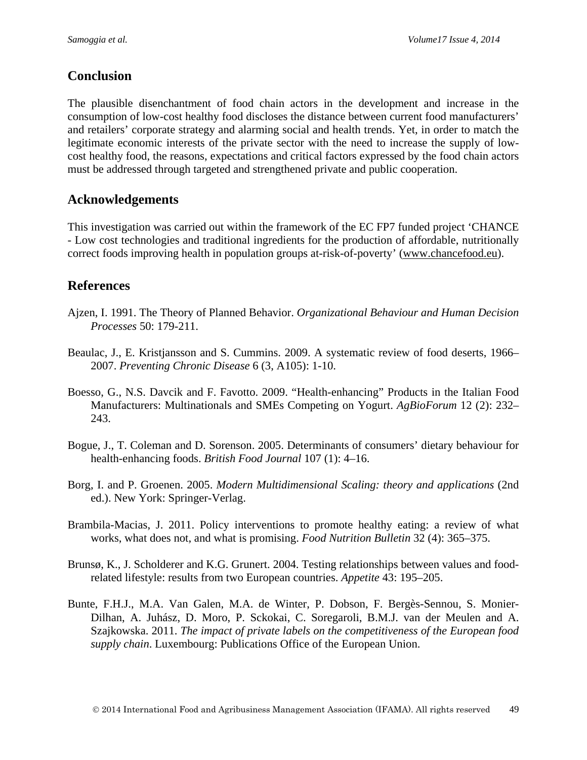## Conclusion

The plausible disenchantment of food chain actors in the development and increase in the consumption of low-cost healthy food discloses the distance between current food manufacturers' and retailers' corporate strategy and alarming social and health trends. Yet, in order to match the legitimate economic interests of the private sector with the need to increase the supply of low-cost healthy food, the reasons, expectations and critical factors expressed by the food chain actors must be addressed through targeted and strengthened private and public cooperation.

## Acknowledgements

This investigation was carried out within the framework of the EC FP7 funded project 'CHANCE - Low cost technologies and traditional ingredients for the production of affordable, nutritionally correct foods improving health in population groups at-risk-of-poverty' (www.chancefood.eu).

## References

Ajzen, I. 1991. The Theory of Planned Behavior. *Organizational Behaviour and Human Decision Processes* 50: 179-211.

Beaulac, J., E. Kristjansson and S. Cummins. 2009. A systematic review of food deserts, 1966–2007. *Preventing Chronic Disease* 6 (3, A105): 1-10.

Boesso, G., N.S. Davcik and F. Favotto. 2009. "Health-enhancing" Products in the Italian Food Manufacturers: Multinationals and SMEs Competing on Yogurt. *AgBioForum* 12 (2): 232–243.

Bogue, J., T. Coleman and D. Sorenson. 2005. Determinants of consumers' dietary behaviour for health-enhancing foods. *British Food Journal* 107 (1): 4–16.

Borg, I. and P. Groenen. 2005. *Modern Multidimensional Scaling: theory and applications* (2nd ed.). New York: Springer-Verlag.

Brambila-Macias, J. 2011. Policy interventions to promote healthy eating: a review of what works, what does not, and what is promising. *Food Nutrition Bulletin* 32 (4): 365–375.

Brunsø, K., J. Scholderer and K.G. Grunert. 2004. Testing relationships between values and food-related lifestyle: results from two European countries. *Appetite* 43: 195–205.

Bunte, F.H.J., M.A. Van Galen, M.A. de Winter, P. Dobson, F. Bergès-Sennou, S. Monier-Dilhan, A. Juhász, D. Moro, P. Sckokai, C. Soregaroli, B.M.J. van der Meulen and A. Szajkowska. 2011. *The impact of private labels on the competitiveness of the European food supply chain*. Luxembourg: Publications Office of the European Union.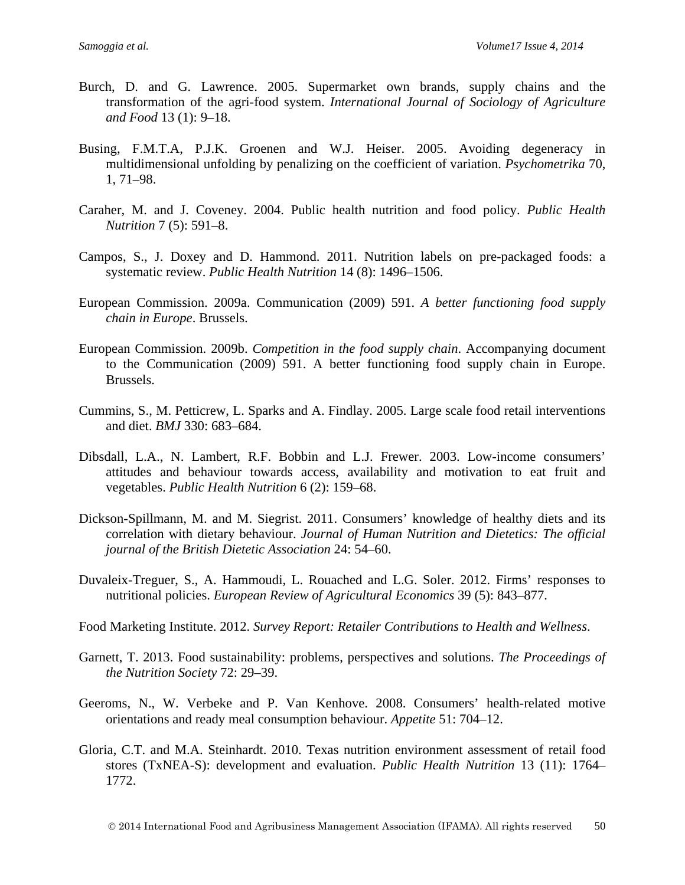Burch, D. and G. Lawrence. 2005. Supermarket own brands, supply chains and the transformation of the agri-food system. *International Journal of Sociology of Agriculture and Food* 13 (1): 9–18.

Busing, F.M.T.A, P.J.K. Groenen and W.J. Heiser. 2005. Avoiding degeneracy in multidimensional unfolding by penalizing on the coefficient of variation. *Psychometrika* 70, 1, 71–98.

Caraher, M. and J. Coveney. 2004. Public health nutrition and food policy. *Public Health Nutrition* 7 (5): 591–8.

Campos, S., J. Doxey and D. Hammond. 2011. Nutrition labels on pre-packaged foods: a systematic review. *Public Health Nutrition* 14 (8): 1496–1506.

European Commission. 2009a. Communication (2009) 591. *A better functioning food supply chain in Europe*. Brussels.

European Commission. 2009b. *Competition in the food supply chain*. Accompanying document to the Communication (2009) 591. A better functioning food supply chain in Europe. Brussels.

Cummins, S., M. Petticrew, L. Sparks and A. Findlay. 2005. Large scale food retail interventions and diet. *BMJ* 330: 683–684.

Dibsdall, L.A., N. Lambert, R.F. Bobbin and L.J. Frewer. 2003. Low-income consumers' attitudes and behaviour towards access, availability and motivation to eat fruit and vegetables. *Public Health Nutrition* 6 (2): 159–68.

Dickson-Spillmann, M. and M. Siegrist. 2011. Consumers' knowledge of healthy diets and its correlation with dietary behaviour. *Journal of Human Nutrition and Dietetics: The official journal of the British Dietetic Association* 24: 54–60.

Duvaleix-Treguer, S., A. Hammoudi, L. Rouached and L.G. Soler. 2012. Firms' responses to nutritional policies. *European Review of Agricultural Economics* 39 (5): 843–877.

Food Marketing Institute. 2012. *Survey Report: Retailer Contributions to Health and Wellness*.

Garnett, T. 2013. Food sustainability: problems, perspectives and solutions. *The Proceedings of the Nutrition Society* 72: 29–39.

Geeroms, N., W. Verbeke and P. Van Kenhove. 2008. Consumers' health-related motive orientations and ready meal consumption behaviour. *Appetite* 51: 704–12.

Gloria, C.T. and M.A. Steinhardt. 2010. Texas nutrition environment assessment of retail food stores (TxNEA-S): development and evaluation. *Public Health Nutrition* 13 (11): 1764–1772.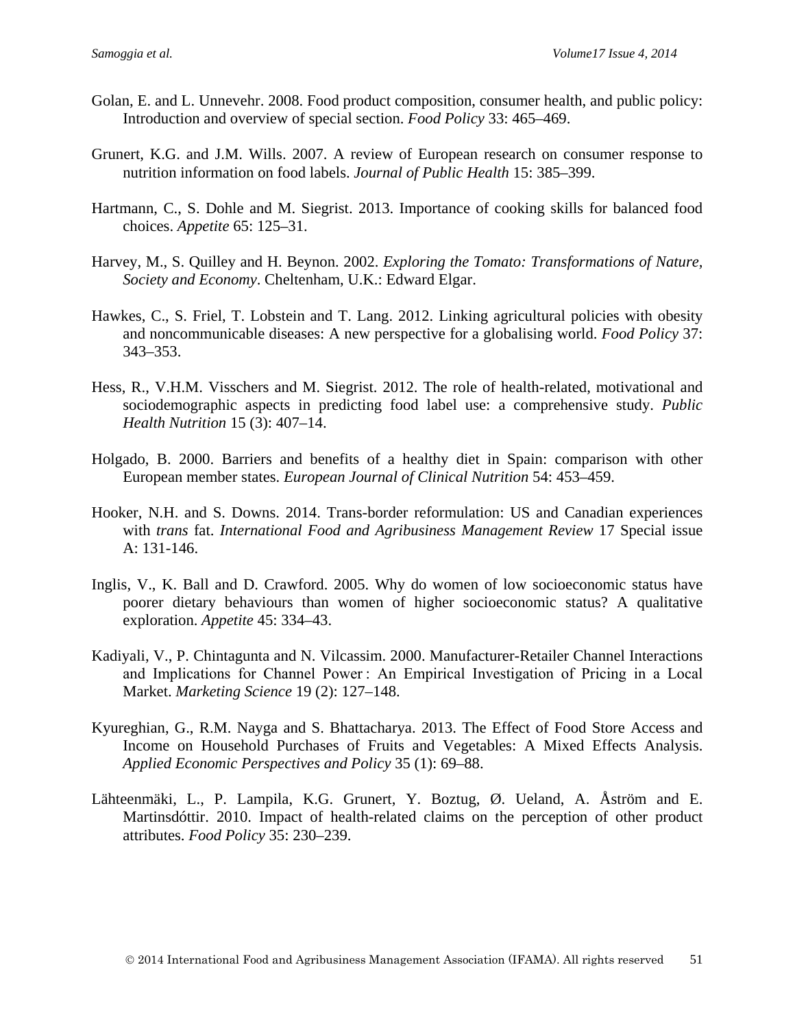Golan, E. and L. Unnevehr. 2008. Food product composition, consumer health, and public policy: Introduction and overview of special section. *Food Policy* 33: 465–469.

Grunert, K.G. and J.M. Wills. 2007. A review of European research on consumer response to nutrition information on food labels. *Journal of Public Health* 15: 385–399.

Hartmann, C., S. Dohle and M. Siegrist. 2013. Importance of cooking skills for balanced food choices. *Appetite* 65: 125–31.

Harvey, M., S. Quilley and H. Beynon. 2002. *Exploring the Tomato: Transformations of Nature, Society and Economy*. Cheltenham, U.K.: Edward Elgar.

Hawkes, C., S. Friel, T. Lobstein and T. Lang. 2012. Linking agricultural policies with obesity and noncommunicable diseases: A new perspective for a globalising world. *Food Policy* 37: 343–353.

Hess, R., V.H.M. Visschers and M. Siegrist. 2012. The role of health-related, motivational and sociodemographic aspects in predicting food label use: a comprehensive study. *Public Health Nutrition* 15 (3): 407–14.

Holgado, B. 2000. Barriers and benefits of a healthy diet in Spain: comparison with other European member states. *European Journal of Clinical Nutrition* 54: 453–459.

Hooker, N.H. and S. Downs. 2014. Trans-border reformulation: US and Canadian experiences with *trans* fat. *International Food and Agribusiness Management Review* 17 Special issue A: 131-146.

Inglis, V., K. Ball and D. Crawford. 2005. Why do women of low socioeconomic status have poorer dietary behaviours than women of higher socioeconomic status? A qualitative exploration. *Appetite* 45: 334–43.

Kadiyali, V., P. Chintagunta and N. Vilcassim. 2000. Manufacturer-Retailer Channel Interactions and Implications for Channel Power : An Empirical Investigation of Pricing in a Local Market. *Marketing Science* 19 (2): 127–148.

Kyureghian, G., R.M. Nayga and S. Bhattacharya. 2013. The Effect of Food Store Access and Income on Household Purchases of Fruits and Vegetables: A Mixed Effects Analysis. *Applied Economic Perspectives and Policy* 35 (1): 69–88.

Lähteenmäki, L., P. Lampila, K.G. Grunert, Y. Boztug, Ø. Ueland, A. Åström and E. Martinsdóttir. 2010. Impact of health-related claims on the perception of other product attributes. *Food Policy* 35: 230–239.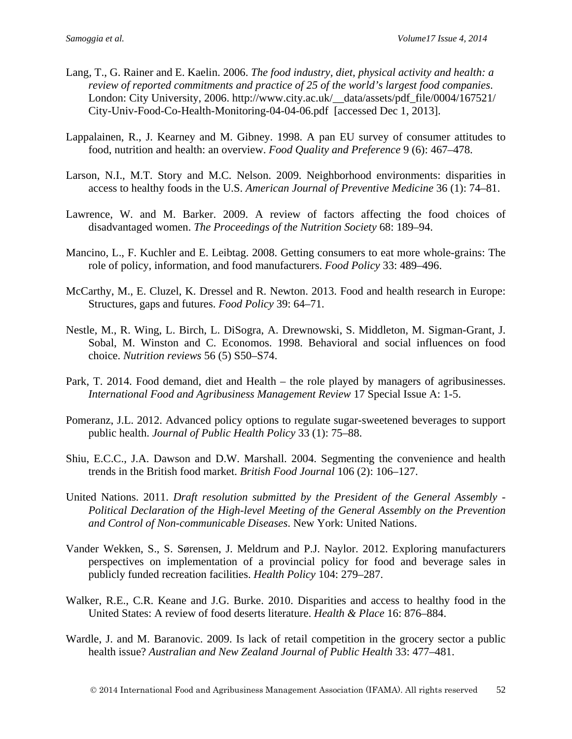Lang, T., G. Rainer and E. Kaelin. 2006. *The food industry, diet, physical activity and health: a review of reported commitments and practice of 25 of the world's largest food companies*. London: City University, 2006. http://www.city.ac.uk/__data/assets/pdf_file/0004/167521/City-Univ-Food-Co-Health-Monitoring-04-04-06.pdf [accessed Dec 1, 2013].

Lappalainen, R., J. Kearney and M. Gibney. 1998. A pan EU survey of consumer attitudes to food, nutrition and health: an overview. *Food Quality and Preference* 9 (6): 467–478.

Larson, N.I., M.T. Story and M.C. Nelson. 2009. Neighborhood environments: disparities in access to healthy foods in the U.S. *American Journal of Preventive Medicine* 36 (1): 74–81.

Lawrence, W. and M. Barker. 2009. A review of factors affecting the food choices of disadvantaged women. *The Proceedings of the Nutrition Society* 68: 189–94.

Mancino, L., F. Kuchler and E. Leibtag. 2008. Getting consumers to eat more whole-grains: The role of policy, information, and food manufacturers. *Food Policy* 33: 489–496.

McCarthy, M., E. Cluzel, K. Dressel and R. Newton. 2013. Food and health research in Europe: Structures, gaps and futures. *Food Policy* 39: 64–71.

Nestle, M., R. Wing, L. Birch, L. DiSogra, A. Drewnowski, S. Middleton, M. Sigman-Grant, J. Sobal, M. Winston and C. Economos. 1998. Behavioral and social influences on food choice. *Nutrition reviews* 56 (5) S50–S74.

Park, T. 2014. Food demand, diet and Health – the role played by managers of agribusinesses. *International Food and Agribusiness Management Review* 17 Special Issue A: 1-5.

Pomeranz, J.L. 2012. Advanced policy options to regulate sugar-sweetened beverages to support public health. *Journal of Public Health Policy* 33 (1): 75–88.

Shiu, E.C.C., J.A. Dawson and D.W. Marshall. 2004. Segmenting the convenience and health trends in the British food market. *British Food Journal* 106 (2): 106–127.

United Nations. 2011. *Draft resolution submitted by the President of the General Assembly - Political Declaration of the High-level Meeting of the General Assembly on the Prevention and Control of Non-communicable Diseases*. New York: United Nations.

Vander Wekken, S., S. Sørensen, J. Meldrum and P.J. Naylor. 2012. Exploring manufacturers perspectives on implementation of a provincial policy for food and beverage sales in publicly funded recreation facilities. *Health Policy* 104: 279–287.

Walker, R.E., C.R. Keane and J.G. Burke. 2010. Disparities and access to healthy food in the United States: A review of food deserts literature. *Health & Place* 16: 876–884.

Wardle, J. and M. Baranovic. 2009. Is lack of retail competition in the grocery sector a public health issue? *Australian and New Zealand Journal of Public Health* 33: 477–481.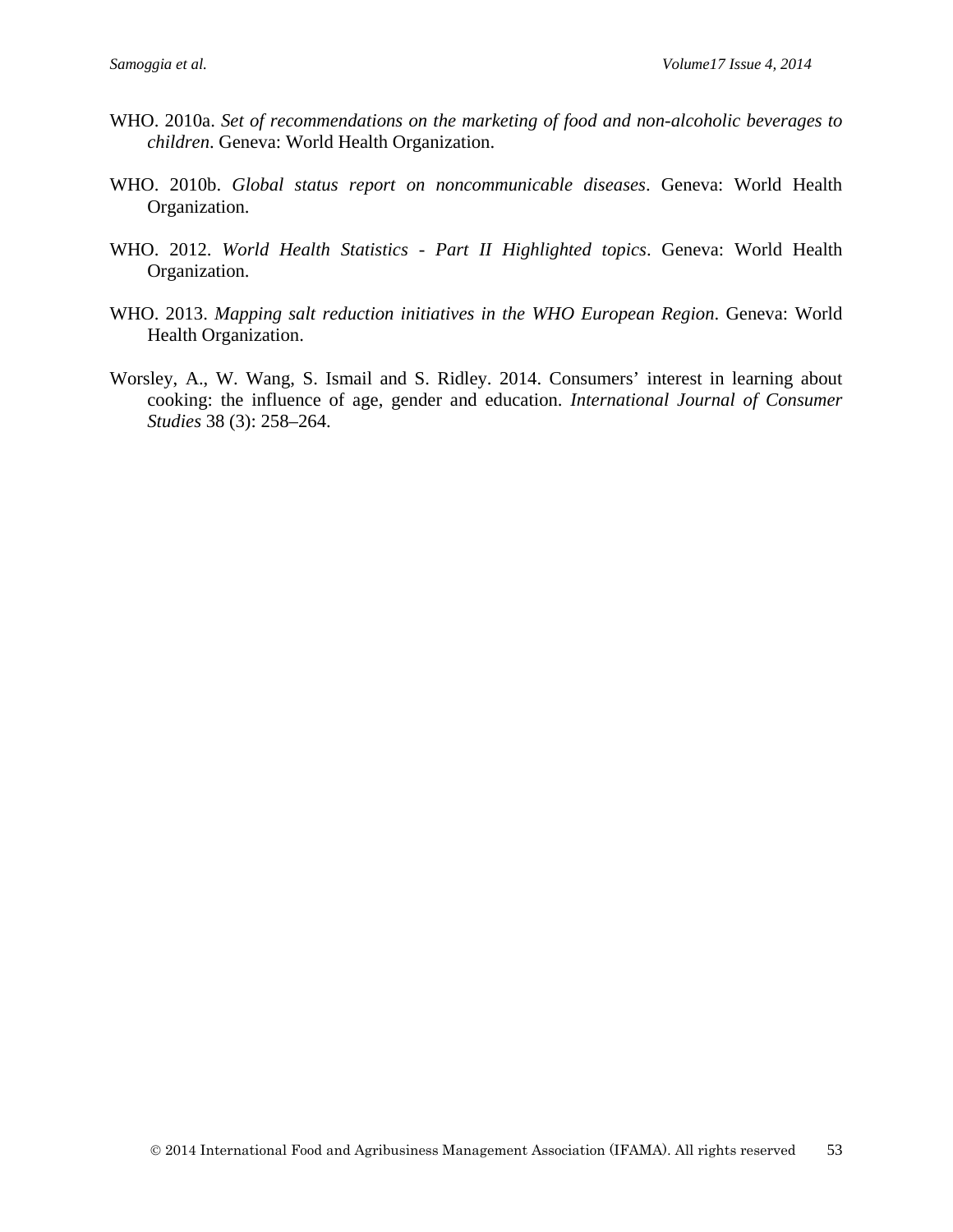WHO. 2010a. *Set of recommendations on the marketing of food and non-alcoholic beverages to children*. Geneva: World Health Organization.

WHO. 2010b. *Global status report on noncommunicable diseases*. Geneva: World Health Organization.

WHO. 2012. *World Health Statistics - Part II Highlighted topics*. Geneva: World Health Organization.

WHO. 2013. *Mapping salt reduction initiatives in the WHO European Region*. Geneva: World Health Organization.

Worsley, A., W. Wang, S. Ismail and S. Ridley. 2014. Consumers' interest in learning about cooking: the influence of age, gender and education. *International Journal of Consumer Studies* 38 (3): 258–264.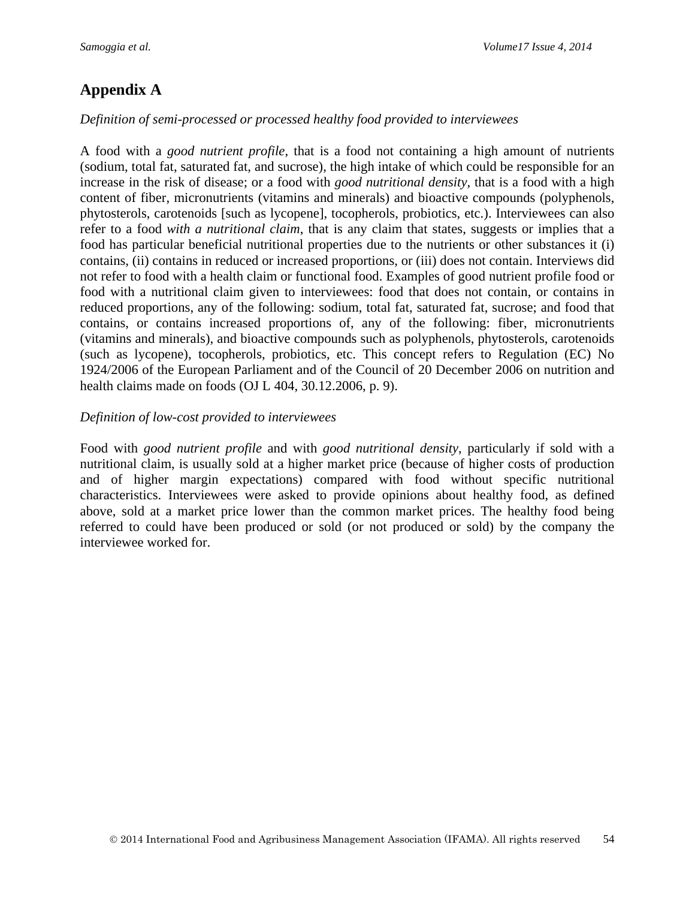# Appendix A

*Definition of semi-processed or processed healthy food provided to interviewees*

A food with a *good nutrient profile*, that is a food not containing a high amount of nutrients (sodium, total fat, saturated fat, and sucrose), the high intake of which could be responsible for an increase in the risk of disease; or a food with *good nutritional density*, that is a food with a high content of fiber, micronutrients (vitamins and minerals) and bioactive compounds (polyphenols, phytosterols, carotenoids [such as lycopene], tocopherols, probiotics, etc.). Interviewees can also refer to a food *with a nutritional claim*, that is any claim that states, suggests or implies that a food has particular beneficial nutritional properties due to the nutrients or other substances it (i) contains, (ii) contains in reduced or increased proportions, or (iii) does not contain. Interviews did not refer to food with a health claim or functional food. Examples of good nutrient profile food or food with a nutritional claim given to interviewees: food that does not contain, or contains in reduced proportions, any of the following: sodium, total fat, saturated fat, sucrose; and food that contains, or contains increased proportions of, any of the following: fiber, micronutrients (vitamins and minerals), and bioactive compounds such as polyphenols, phytosterols, carotenoids (such as lycopene), tocopherols, probiotics, etc. This concept refers to Regulation (EC) No 1924/2006 of the European Parliament and of the Council of 20 December 2006 on nutrition and health claims made on foods (OJ L 404, 30.12.2006, p. 9).

*Definition of low-cost provided to interviewees*

Food with *good nutrient profile* and with *good nutritional density*, particularly if sold with a nutritional claim, is usually sold at a higher market price (because of higher costs of production and of higher margin expectations) compared with food without specific nutritional characteristics. Interviewees were asked to provide opinions about healthy food, as defined above, sold at a market price lower than the common market prices. The healthy food being referred to could have been produced or sold (or not produced or sold) by the company the interviewee worked for.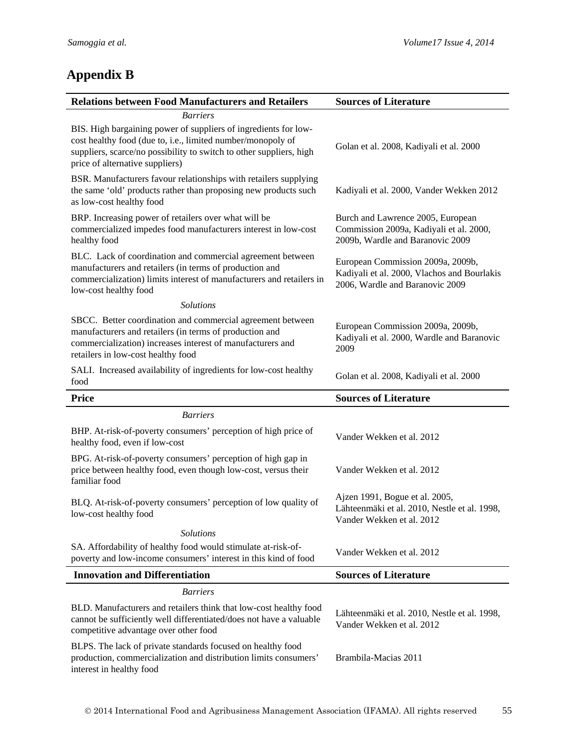## Appendix B

| Relations between Food Manufacturers and Retailers | Sources of Literature |
|---|---|
| *Barriers* | |
| BIS. High bargaining power of suppliers of ingredients for low-cost healthy food (due to, i.e., limited number/monopoly of suppliers, scarce/no possibility to switch to other suppliers, high price of alternative suppliers) | Golan et al. 2008, Kadiyali et al. 2000 |
| BSR. Manufacturers favour relationships with retailers supplying the same 'old' products rather than proposing new products such as low-cost healthy food | Kadiyali et al. 2000, Vander Wekken 2012 |
| BRP. Increasing power of retailers over what will be commercialized impedes food manufacturers interest in low-cost healthy food | Burch and Lawrence 2005, European Commission 2009a, Kadiyali et al. 2000, 2009b, Wardle and Baranovic 2009 |
| BLC. Lack of coordination and commercial agreement between manufacturers and retailers (in terms of production and commercialization) limits interest of manufacturers and retailers in low-cost healthy food | European Commission 2009a, 2009b, Kadiyali et al. 2000, Vlachos and Bourlakis 2006, Wardle and Baranovic 2009 |
| *Solutions* | |
| SBCC. Better coordination and commercial agreement between manufacturers and retailers (in terms of production and commercialization) increases interest of manufacturers and retailers in low-cost healthy food | European Commission 2009a, 2009b, Kadiyali et al. 2000, Wardle and Baranovic 2009 |
| SALI. Increased availability of ingredients for low-cost healthy food | Golan et al. 2008, Kadiyali et al. 2000 |

| Price | Sources of Literature |
|---|---|
| *Barriers* | |
| BHP. At-risk-of-poverty consumers' perception of high price of healthy food, even if low-cost | Vander Wekken et al. 2012 |
| BPG. At-risk-of-poverty consumers' perception of high gap in price between healthy food, even though low-cost, versus their familiar food | Vander Wekken et al. 2012 |
| BLQ. At-risk-of-poverty consumers' perception of low quality of low-cost healthy food | Ajzen 1991, Bogue et al. 2005, Lähteenmäki et al. 2010, Nestle et al. 1998, Vander Wekken et al. 2012 |
| *Solutions* | |
| SA. Affordability of healthy food would stimulate at-risk-of-poverty and low-income consumers' interest in this kind of food | Vander Wekken et al. 2012 |

| Innovation and Differentiation | Sources of Literature |
|---|---|
| *Barriers* | |
| BLD. Manufacturers and retailers think that low-cost healthy food cannot be sufficiently well differentiated/does not have a valuable competitive advantage over other food | Lähteenmäki et al. 2010, Nestle et al. 1998, Vander Wekken et al. 2012 |
| BLPS. The lack of private standards focused on healthy food production, commercialization and distribution limits consumers' interest in healthy food | Brambila-Macias 2011 |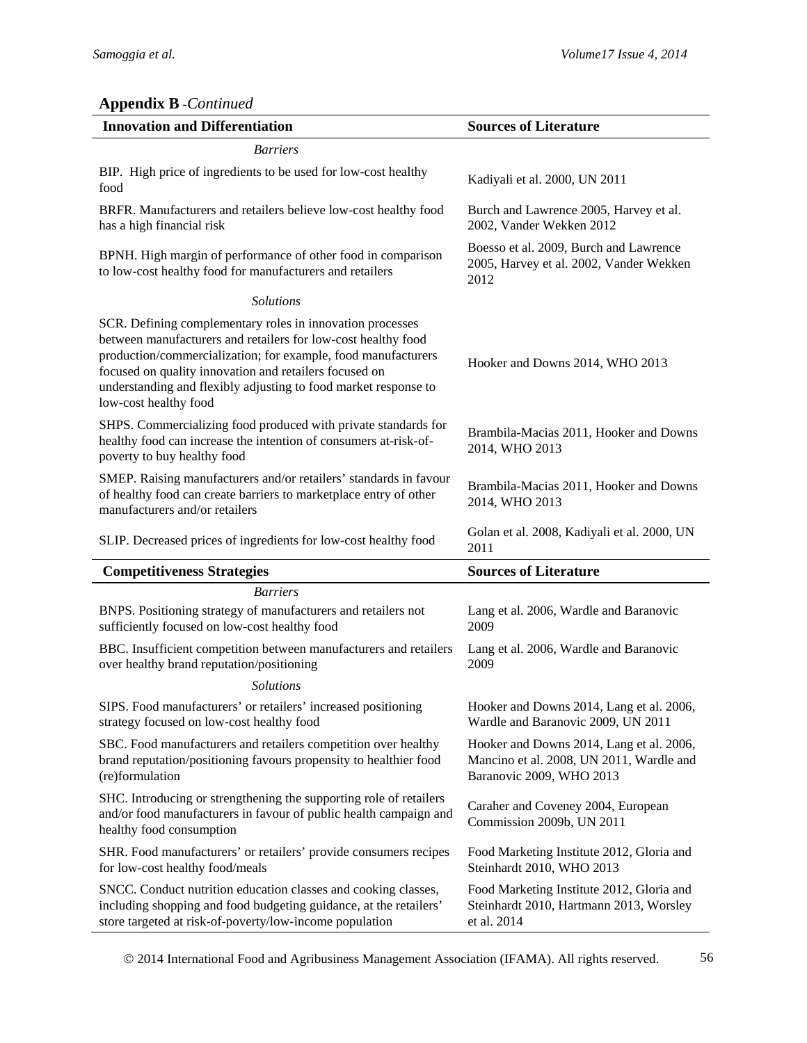**Appendix B** -*Continued*

| Innovation and Differentiation | Sources of Literature |
|---|---|
| *Barriers* | |
| BIP. High price of ingredients to be used for low-cost healthy food | Kadiyali et al. 2000, UN 2011 |
| BRFR. Manufacturers and retailers believe low-cost healthy food has a high financial risk | Burch and Lawrence 2005, Harvey et al. 2002, Vander Wekken 2012 |
| BPNH. High margin of performance of other food in comparison to low-cost healthy food for manufacturers and retailers | Boesso et al. 2009, Burch and Lawrence 2005, Harvey et al. 2002, Vander Wekken 2012 |
| *Solutions* | |
| SCR. Defining complementary roles in innovation processes between manufacturers and retailers for low-cost healthy food production/commercialization; for example, food manufacturers focused on quality innovation and retailers focused on understanding and flexibly adjusting to food market response to low-cost healthy food | Hooker and Downs 2014, WHO 2013 |
| SHPS. Commercializing food produced with private standards for healthy food can increase the intention of consumers at-risk-of-poverty to buy healthy food | Brambila-Macias 2011, Hooker and Downs 2014, WHO 2013 |
| SMEP. Raising manufacturers and/or retailers' standards in favour of healthy food can create barriers to marketplace entry of other manufacturers and/or retailers | Brambila-Macias 2011, Hooker and Downs 2014, WHO 2013 |
| SLIP. Decreased prices of ingredients for low-cost healthy food | Golan et al. 2008, Kadiyali et al. 2000, UN 2011 |

| Competitiveness Strategies | Sources of Literature |
|---|---|
| *Barriers* | |
| BNPS. Positioning strategy of manufacturers and retailers not sufficiently focused on low-cost healthy food | Lang et al. 2006, Wardle and Baranovic 2009 |
| BBC. Insufficient competition between manufacturers and retailers over healthy brand reputation/positioning | Lang et al. 2006, Wardle and Baranovic 2009 |
| *Solutions* | |
| SIPS. Food manufacturers' or retailers' increased positioning strategy focused on low-cost healthy food | Hooker and Downs 2014, Lang et al. 2006, Wardle and Baranovic 2009, UN 2011 |
| SBC. Food manufacturers and retailers competition over healthy brand reputation/positioning favours propensity to healthier food (re)formulation | Hooker and Downs 2014, Lang et al. 2006, Mancino et al. 2008, UN 2011, Wardle and Baranovic 2009, WHO 2013 |
| SHC. Introducing or strengthening the supporting role of retailers and/or food manufacturers in favour of public health campaign and healthy food consumption | Caraher and Coveney 2004, European Commission 2009b, UN 2011 |
| SHR. Food manufacturers' or retailers' provide consumers recipes for low-cost healthy food/meals | Food Marketing Institute 2012, Gloria and Steinhardt 2010, WHO 2013 |
| SNCC. Conduct nutrition education classes and cooking classes, including shopping and food budgeting guidance, at the retailers' store targeted at risk-of-poverty/low-income population | Food Marketing Institute 2012, Gloria and Steinhardt 2010, Hartmann 2013, Worsley et al. 2014 |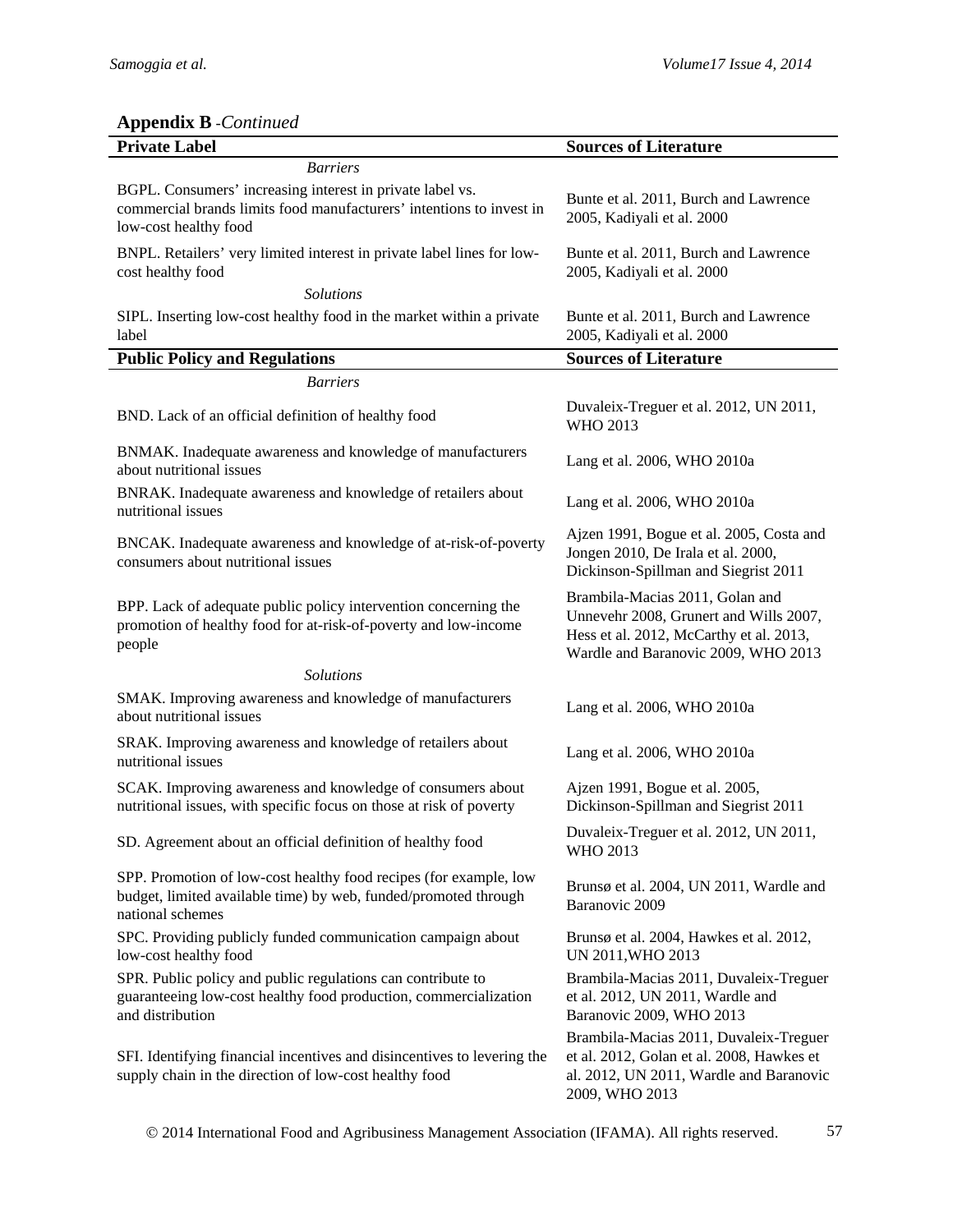**Appendix B** *-Continued*

| **Private Label** | **Sources of Literature** |
|---|---|
| *Barriers* | |
| BGPL. Consumers' increasing interest in private label vs. commercial brands limits food manufacturers' intentions to invest in low-cost healthy food | Bunte et al. 2011, Burch and Lawrence 2005, Kadiyali et al. 2000 |
| BNPL. Retailers' very limited interest in private label lines for low-cost healthy food | Bunte et al. 2011, Burch and Lawrence 2005, Kadiyali et al. 2000 |
| *Solutions* | |
| SIPL. Inserting low-cost healthy food in the market within a private label | Bunte et al. 2011, Burch and Lawrence 2005, Kadiyali et al. 2000 |
| **Public Policy and Regulations** | **Sources of Literature** |
| *Barriers* | |
| BND. Lack of an official definition of healthy food | Duvaleix-Treguer et al. 2012, UN 2011, WHO 2013 |
| BNMAK. Inadequate awareness and knowledge of manufacturers about nutritional issues | Lang et al. 2006, WHO 2010a |
| BNRAK. Inadequate awareness and knowledge of retailers about nutritional issues | Lang et al. 2006, WHO 2010a |
| BNCAK. Inadequate awareness and knowledge of at-risk-of-poverty consumers about nutritional issues | Ajzen 1991, Bogue et al. 2005, Costa and Jongen 2010, De Irala et al. 2000, Dickinson-Spillman and Siegrist 2011 |
| BPP. Lack of adequate public policy intervention concerning the promotion of healthy food for at-risk-of-poverty and low-income people | Brambila-Macias 2011, Golan and Unnevehr 2008, Grunert and Wills 2007, Hess et al. 2012, McCarthy et al. 2013, Wardle and Baranovic 2009, WHO 2013 |
| *Solutions* | |
| SMAK. Improving awareness and knowledge of manufacturers about nutritional issues | Lang et al. 2006, WHO 2010a |
| SRAK. Improving awareness and knowledge of retailers about nutritional issues | Lang et al. 2006, WHO 2010a |
| SCAK. Improving awareness and knowledge of consumers about nutritional issues, with specific focus on those at risk of poverty | Ajzen 1991, Bogue et al. 2005, Dickinson-Spillman and Siegrist 2011 |
| SD. Agreement about an official definition of healthy food | Duvaleix-Treguer et al. 2012, UN 2011, WHO 2013 |
| SPP. Promotion of low-cost healthy food recipes (for example, low budget, limited available time) by web, funded/promoted through national schemes | Brunsø et al. 2004, UN 2011, Wardle and Baranovic 2009 |
| SPC. Providing publicly funded communication campaign about low-cost healthy food | Brunsø et al. 2004, Hawkes et al. 2012, UN 2011,WHO 2013 |
| SPR. Public policy and public regulations can contribute to guaranteeing low-cost healthy food production, commercialization and distribution | Brambila-Macias 2011, Duvaleix-Treguer et al. 2012, UN 2011, Wardle and Baranovic 2009, WHO 2013 |
| SFI. Identifying financial incentives and disincentives to levering the supply chain in the direction of low-cost healthy food | Brambila-Macias 2011, Duvaleix-Treguer et al. 2012, Golan et al. 2008, Hawkes et al. 2012, UN 2011, Wardle and Baranovic 2009, WHO 2013 |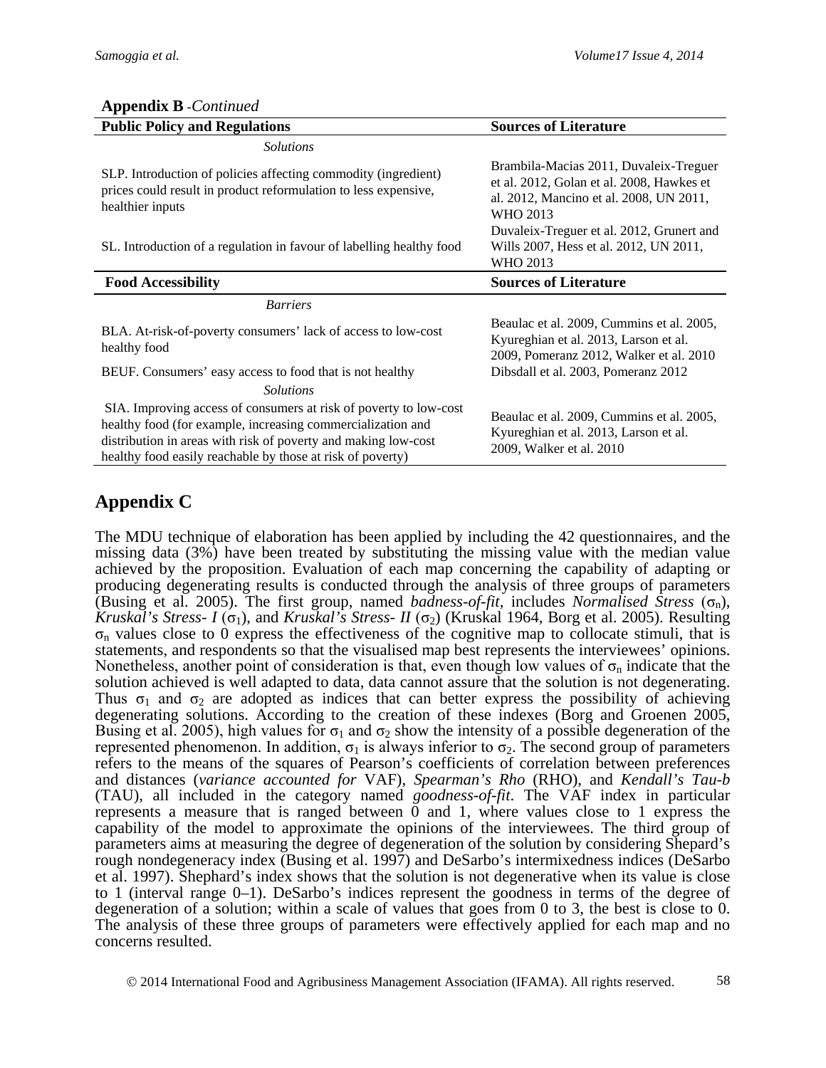**Appendix B** *-Continued*

| Public Policy and Regulations | Sources of Literature |
|---|---|
| *Solutions* | |
| SLP. Introduction of policies affecting commodity (ingredient) prices could result in product reformulation to less expensive, healthier inputs | Brambila-Macias 2011, Duvaleix-Treguer et al. 2012, Golan et al. 2008, Hawkes et al. 2012, Mancino et al. 2008, UN 2011, WHO 2013 |
| SL. Introduction of a regulation in favour of labelling healthy food | Duvaleix-Treguer et al. 2012, Grunert and Wills 2007, Hess et al. 2012, UN 2011, WHO 2013 |
| **Food Accessibility** | **Sources of Literature** |
| *Barriers* | |
| BLA. At-risk-of-poverty consumers' lack of access to low-cost healthy food | Beaulac et al. 2009, Cummins et al. 2005, Kyureghian et al. 2013, Larson et al. 2009, Pomeranz 2012, Walker et al. 2010 |
| BEUF. Consumers' easy access to food that is not healthy | Dibsdall et al. 2003, Pomeranz 2012 |
| *Solutions* | |
| SIA. Improving access of consumers at risk of poverty to low-cost healthy food (for example, increasing commercialization and distribution in areas with risk of poverty and making low-cost healthy food easily reachable by those at risk of poverty) | Beaulac et al. 2009, Cummins et al. 2005, Kyureghian et al. 2013, Larson et al. 2009, Walker et al. 2010 |

## Appendix C

The MDU technique of elaboration has been applied by including the 42 questionnaires, and the missing data (3%) have been treated by substituting the missing value with the median value achieved by the proposition. Evaluation of each map concerning the capability of adapting or producing degenerating results is conducted through the analysis of three groups of parameters (Busing et al. 2005). The first group, named *badness-of-fit*, includes *Normalised Stress* ($\sigma_n$), *Kruskal's Stress- I* ($\sigma_1$), and *Kruskal's Stress- II* ($\sigma_2$) (Kruskal 1964, Borg et al. 2005). Resulting $\sigma_n$ values close to 0 express the effectiveness of the cognitive map to collocate stimuli, that is statements, and respondents so that the visualised map best represents the interviewees' opinions. Nonetheless, another point of consideration is that, even though low values of $\sigma_n$ indicate that the solution achieved is well adapted to data, data cannot assure that the solution is not degenerating. Thus $\sigma_1$ and $\sigma_2$ are adopted as indices that can better express the possibility of achieving degenerating solutions. According to the creation of these indexes (Borg and Groenen 2005, Busing et al. 2005), high values for $\sigma_1$ and $\sigma_2$ show the intensity of a possible degeneration of the represented phenomenon. In addition, $\sigma_1$ is always inferior to $\sigma_2$. The second group of parameters refers to the means of the squares of Pearson's coefficients of correlation between preferences and distances (*variance accounted for* VAF), *Spearman's Rho* (RHO), and *Kendall's Tau-b* (TAU), all included in the category named *goodness-of-fit*. The VAF index in particular represents a measure that is ranged between 0 and 1, where values close to 1 express the capability of the model to approximate the opinions of the interviewees. The third group of parameters aims at measuring the degree of degeneration of the solution by considering Shepard's rough nondegeneracy index (Busing et al. 1997) and DeSarbo's intermixedness indices (DeSarbo et al. 1997). Shephard's index shows that the solution is not degenerative when its value is close to 1 (interval range 0–1). DeSarbo's indices represent the goodness in terms of the degree of degeneration of a solution; within a scale of values that goes from 0 to 3, the best is close to 0. The analysis of these three groups of parameters were effectively applied for each map and no concerns resulted.